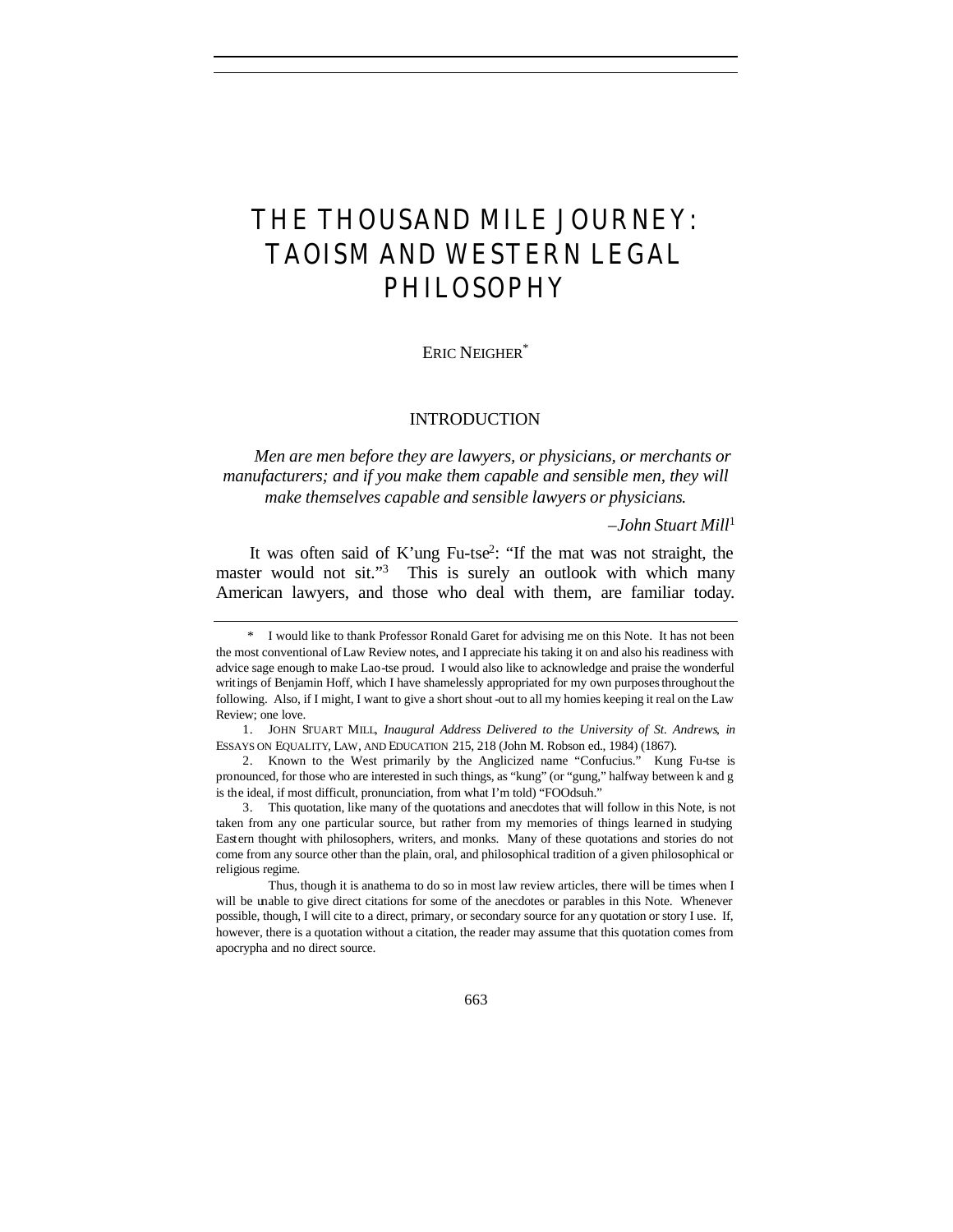# THE THOUSAND MILE JOURNEY: TAOISM AND WESTERN LEGAL PHILOSOPHY

ERIC NEIGHER*

## INTRODUCTION

> *Men are men before they are lawyers, or physicians, or merchants or manufacturers; and if you make them capable and sensible men, they will make themselves capable and sensible lawyers or physicians.*
>
> *–John Stuart Mill*[1]

It was often said of K'ung Fu-tse[2]: "If the mat was not straight, the master would not sit."[3] This is surely an outlook with which many American lawyers, and those who deal with them, are familiar today.

---

\* I would like to thank Professor Ronald Garet for advising me on this Note. It has not been the most conventional of Law Review notes, and I appreciate his taking it on and also his readiness with advice sage enough to make Lao-tse proud. I would also like to acknowledge and praise the wonderful writings of Benjamin Hoff, which I have shamelessly appropriated for my own purposes throughout the following. Also, if I might, I want to give a short shout-out to all my homies keeping it real on the Law Review; one love.

1. JOHN STUART MILL, *Inaugural Address Delivered to the University of St. Andrews*, *in* ESSAYS ON EQUALITY, LAW, AND EDUCATION 215, 218 (John M. Robson ed., 1984) (1867).

2. Known to the West primarily by the Anglicized name "Confucius." Kung Fu-tse is pronounced, for those who are interested in such things, as "kung" (or "gung," halfway between k and g is the ideal, if most difficult, pronunciation, from what I'm told) "FOOdsuh."

3. This quotation, like many of the quotations and anecdotes that will follow in this Note, is not taken from any one particular source, but rather from my memories of things learned in studying Eastern thought with philosophers, writers, and monks. Many of these quotations and stories do not come from any source other than the plain, oral, and philosophical tradition of a given philosophical or religious regime.

Thus, though it is anathema to do so in most law review articles, there will be times when I will be unable to give direct citations for some of the anecdotes or parables in this Note. Whenever possible, though, I will cite to a direct, primary, or secondary source for any quotation or story I use. If, however, there is a quotation without a citation, the reader may assume that this quotation comes from apocrypha and no direct source.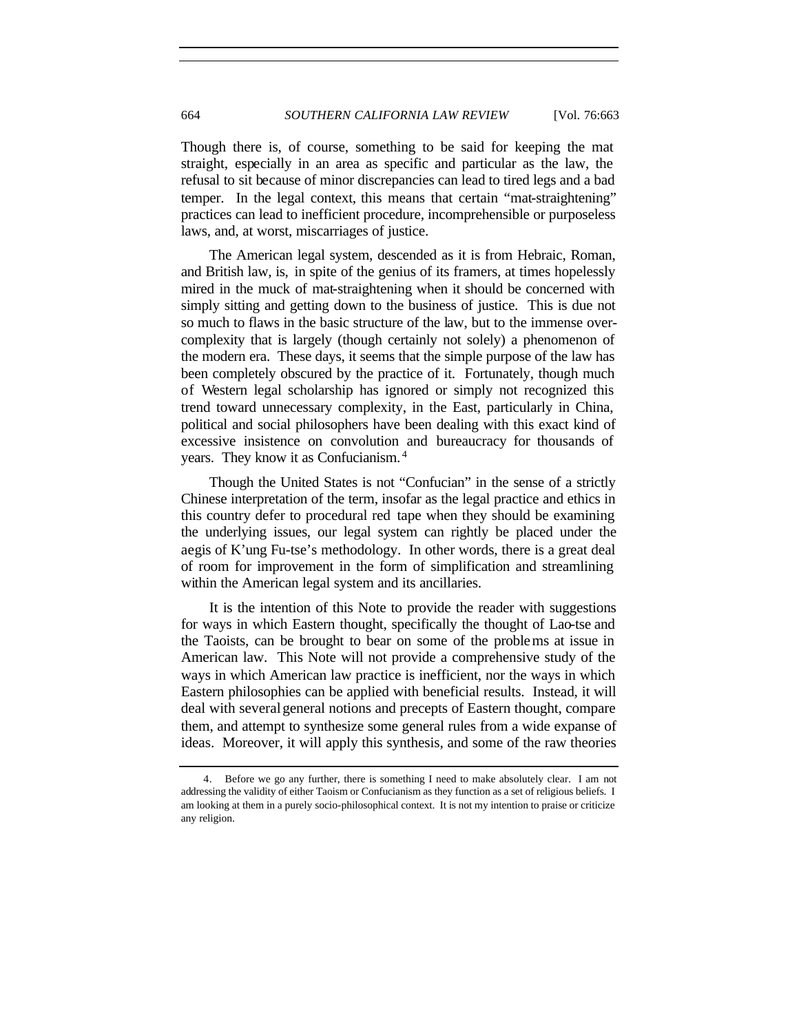Though there is, of course, something to be said for keeping the mat straight, especially in an area as specific and particular as the law, the refusal to sit because of minor discrepancies can lead to tired legs and a bad temper. In the legal context, this means that certain "mat-straightening" practices can lead to inefficient procedure, incomprehensible or purposeless laws, and, at worst, miscarriages of justice.

The American legal system, descended as it is from Hebraic, Roman, and British law, is, in spite of the genius of its framers, at times hopelessly mired in the muck of mat-straightening when it should be concerned with simply sitting and getting down to the business of justice. This is due not so much to flaws in the basic structure of the law, but to the immense over-complexity that is largely (though certainly not solely) a phenomenon of the modern era. These days, it seems that the simple purpose of the law has been completely obscured by the practice of it. Fortunately, though much of Western legal scholarship has ignored or simply not recognized this trend toward unnecessary complexity, in the East, particularly in China, political and social philosophers have been dealing with this exact kind of excessive insistence on convolution and bureaucracy for thousands of years. They know it as Confucianism.[4]

Though the United States is not "Confucian" in the sense of a strictly Chinese interpretation of the term, insofar as the legal practice and ethics in this country defer to procedural red tape when they should be examining the underlying issues, our legal system can rightly be placed under the aegis of K'ung Fu-tse's methodology. In other words, there is a great deal of room for improvement in the form of simplification and streamlining within the American legal system and its ancillaries.

It is the intention of this Note to provide the reader with suggestions for ways in which Eastern thought, specifically the thought of Lao-tse and the Taoists, can be brought to bear on some of the problems at issue in American law. This Note will not provide a comprehensive study of the ways in which American law practice is inefficient, nor the ways in which Eastern philosophies can be applied with beneficial results. Instead, it will deal with several general notions and precepts of Eastern thought, compare them, and attempt to synthesize some general rules from a wide expanse of ideas. Moreover, it will apply this synthesis, and some of the raw theories

4. Before we go any further, there is something I need to make absolutely clear. I am not addressing the validity of either Taoism or Confucianism as they function as a set of religious beliefs. I am looking at them in a purely socio-philosophical context. It is not my intention to praise or criticize any religion.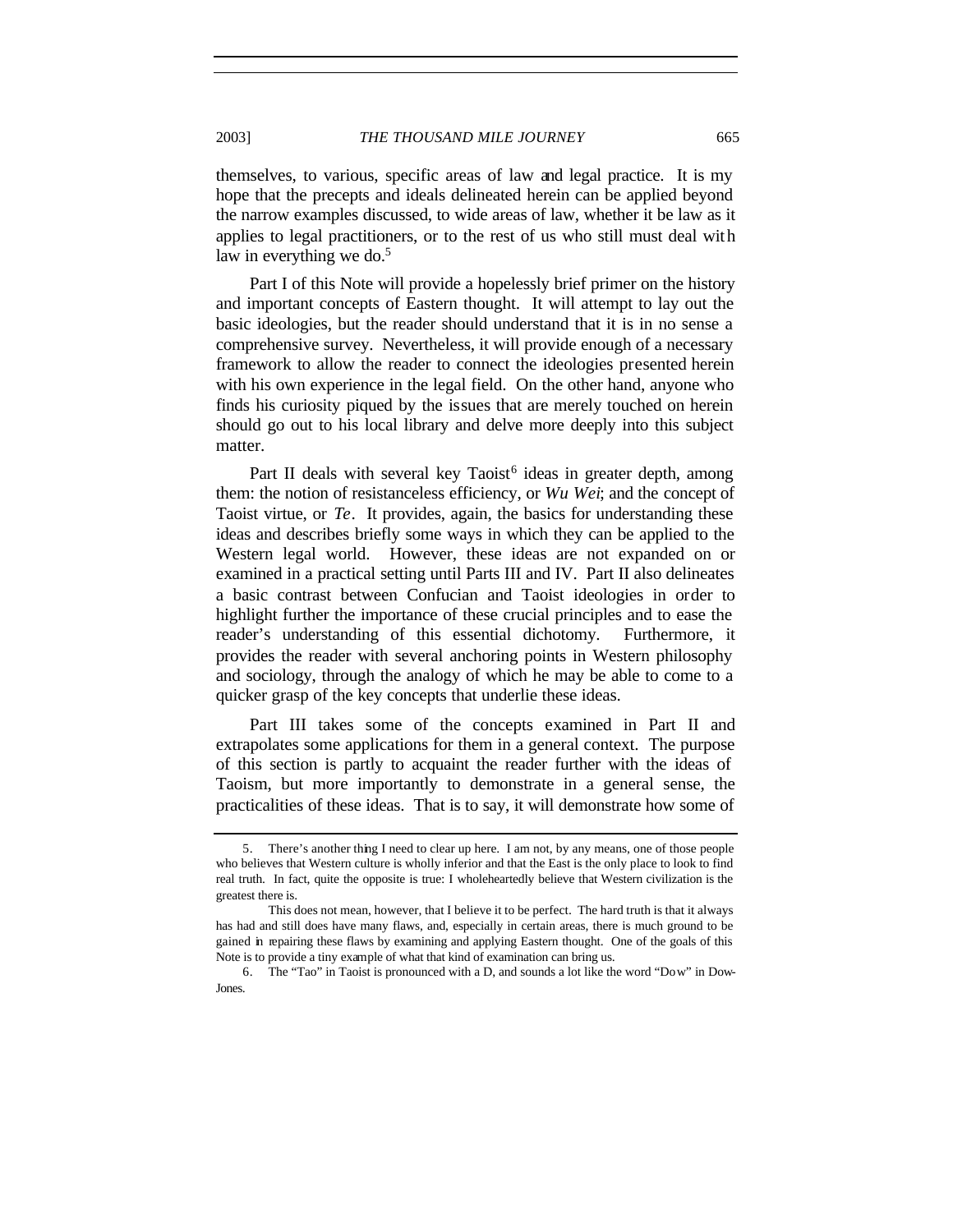themselves, to various, specific areas of law and legal practice. It is my hope that the precepts and ideals delineated herein can be applied beyond the narrow examples discussed, to wide areas of law, whether it be law as it applies to legal practitioners, or to the rest of us who still must deal with law in everything we do.[5]

Part I of this Note will provide a hopelessly brief primer on the history and important concepts of Eastern thought. It will attempt to lay out the basic ideologies, but the reader should understand that it is in no sense a comprehensive survey. Nevertheless, it will provide enough of a necessary framework to allow the reader to connect the ideologies presented herein with his own experience in the legal field. On the other hand, anyone who finds his curiosity piqued by the issues that are merely touched on herein should go out to his local library and delve more deeply into this subject matter.

Part II deals with several key Taoist[6] ideas in greater depth, among them: the notion of resistanceless efficiency, or *Wu Wei*; and the concept of Taoist virtue, or *Te*. It provides, again, the basics for understanding these ideas and describes briefly some ways in which they can be applied to the Western legal world. However, these ideas are not expanded on or examined in a practical setting until Parts III and IV. Part II also delineates a basic contrast between Confucian and Taoist ideologies in order to highlight further the importance of these crucial principles and to ease the reader's understanding of this essential dichotomy. Furthermore, it provides the reader with several anchoring points in Western philosophy and sociology, through the analogy of which he may be able to come to a quicker grasp of the key concepts that underlie these ideas.

Part III takes some of the concepts examined in Part II and extrapolates some applications for them in a general context. The purpose of this section is partly to acquaint the reader further with the ideas of Taoism, but more importantly to demonstrate in a general sense, the practicalities of these ideas. That is to say, it will demonstrate how some of

---

5. There's another thing I need to clear up here. I am not, by any means, one of those people who believes that Western culture is wholly inferior and that the East is the only place to look to find real truth. In fact, quite the opposite is true: I wholeheartedly believe that Western civilization is the greatest there is.

This does not mean, however, that I believe it to be perfect. The hard truth is that it always has had and still does have many flaws, and, especially in certain areas, there is much ground to be gained in repairing these flaws by examining and applying Eastern thought. One of the goals of this Note is to provide a tiny example of what that kind of examination can bring us.

6. The "Tao" in Taoist is pronounced with a D, and sounds a lot like the word "Dow" in Dow-Jones.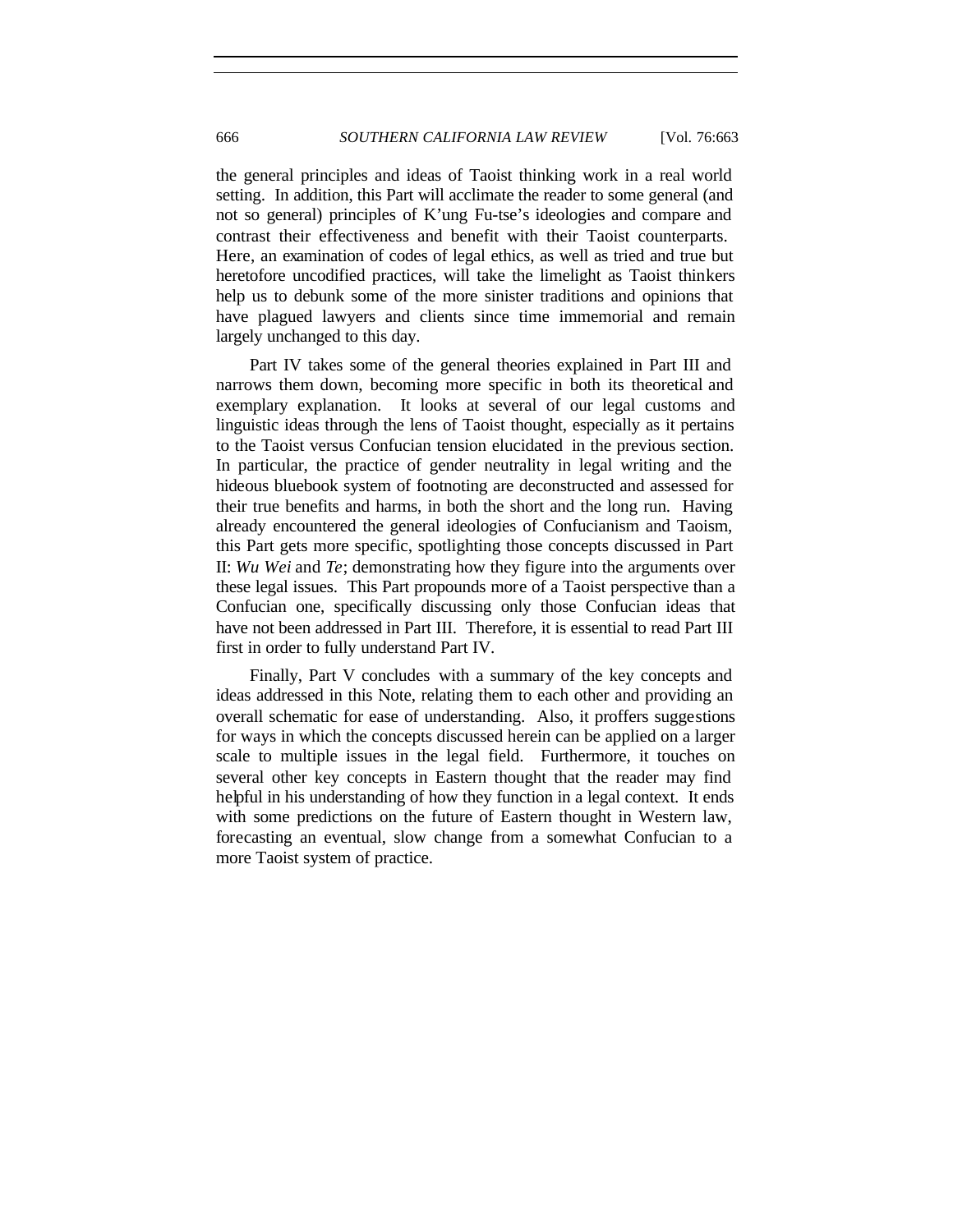the general principles and ideas of Taoist thinking work in a real world setting. In addition, this Part will acclimate the reader to some general (and not so general) principles of K'ung Fu-tse's ideologies and compare and contrast their effectiveness and benefit with their Taoist counterparts. Here, an examination of codes of legal ethics, as well as tried and true but heretofore uncodified practices, will take the limelight as Taoist thinkers help us to debunk some of the more sinister traditions and opinions that have plagued lawyers and clients since time immemorial and remain largely unchanged to this day.

Part IV takes some of the general theories explained in Part III and narrows them down, becoming more specific in both its theoretical and exemplary explanation. It looks at several of our legal customs and linguistic ideas through the lens of Taoist thought, especially as it pertains to the Taoist versus Confucian tension elucidated in the previous section. In particular, the practice of gender neutrality in legal writing and the hideous bluebook system of footnoting are deconstructed and assessed for their true benefits and harms, in both the short and the long run. Having already encountered the general ideologies of Confucianism and Taoism, this Part gets more specific, spotlighting those concepts discussed in Part II: *Wu Wei* and *Te*; demonstrating how they figure into the arguments over these legal issues. This Part propounds more of a Taoist perspective than a Confucian one, specifically discussing only those Confucian ideas that have not been addressed in Part III. Therefore, it is essential to read Part III first in order to fully understand Part IV.

Finally, Part V concludes with a summary of the key concepts and ideas addressed in this Note, relating them to each other and providing an overall schematic for ease of understanding. Also, it proffers suggestions for ways in which the concepts discussed herein can be applied on a larger scale to multiple issues in the legal field. Furthermore, it touches on several other key concepts in Eastern thought that the reader may find helpful in his understanding of how they function in a legal context. It ends with some predictions on the future of Eastern thought in Western law, forecasting an eventual, slow change from a somewhat Confucian to a more Taoist system of practice.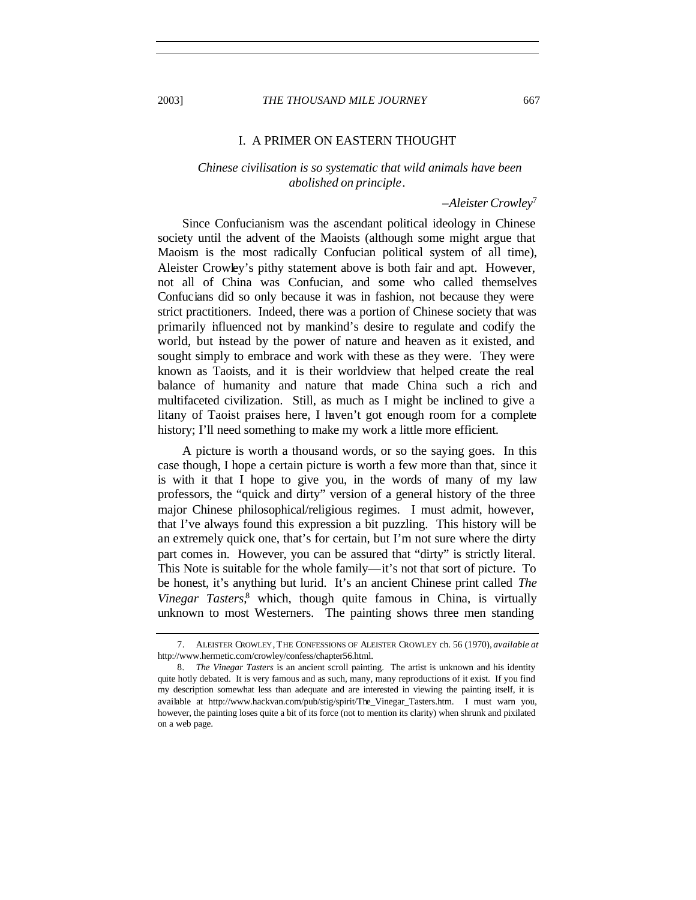## I. A PRIMER ON EASTERN THOUGHT

> *Chinese civilisation is so systematic that wild animals have been abolished on principle.*
>
> –*Aleister Crowley*[7]

Since Confucianism was the ascendant political ideology in Chinese society until the advent of the Maoists (although some might argue that Maoism is the most radically Confucian political system of all time), Aleister Crowley's pithy statement above is both fair and apt. However, not all of China was Confucian, and some who called themselves Confucians did so only because it was in fashion, not because they were strict practitioners. Indeed, there was a portion of Chinese society that was primarily influenced not by mankind's desire to regulate and codify the world, but instead by the power of nature and heaven as it existed, and sought simply to embrace and work with these as they were. They were known as Taoists, and it is their worldview that helped create the real balance of humanity and nature that made China such a rich and multifaceted civilization. Still, as much as I might be inclined to give a litany of Taoist praises here, I haven't got enough room for a complete history; I'll need something to make my work a little more efficient.

A picture is worth a thousand words, or so the saying goes. In this case though, I hope a certain picture is worth a few more than that, since it is with it that I hope to give you, in the words of many of my law professors, the "quick and dirty" version of a general history of the three major Chinese philosophical/religious regimes. I must admit, however, that I've always found this expression a bit puzzling. This history will be an extremely quick one, that's for certain, but I'm not sure where the dirty part comes in. However, you can be assured that "dirty" is strictly literal. This Note is suitable for the whole family—it's not that sort of picture. To be honest, it's anything but lurid. It's an ancient Chinese print called *The Vinegar Tasters*,[8] which, though quite famous in China, is virtually unknown to most Westerners. The painting shows three men standing

---

7. ALEISTER CROWLEY, THE CONFESSIONS OF ALEISTER CROWLEY ch. 56 (1970), *available at* http://www.hermetic.com/crowley/confess/chapter56.html.

8. *The Vinegar Tasters* is an ancient scroll painting. The artist is unknown and his identity quite hotly debated. It is very famous and as such, many, many reproductions of it exist. If you find my description somewhat less than adequate and are interested in viewing the painting itself, it is available at http://www.hackvan.com/pub/stig/spirit/The_Vinegar_Tasters.htm. I must warn you, however, the painting loses quite a bit of its force (not to mention its clarity) when shrunk and pixilated on a web page.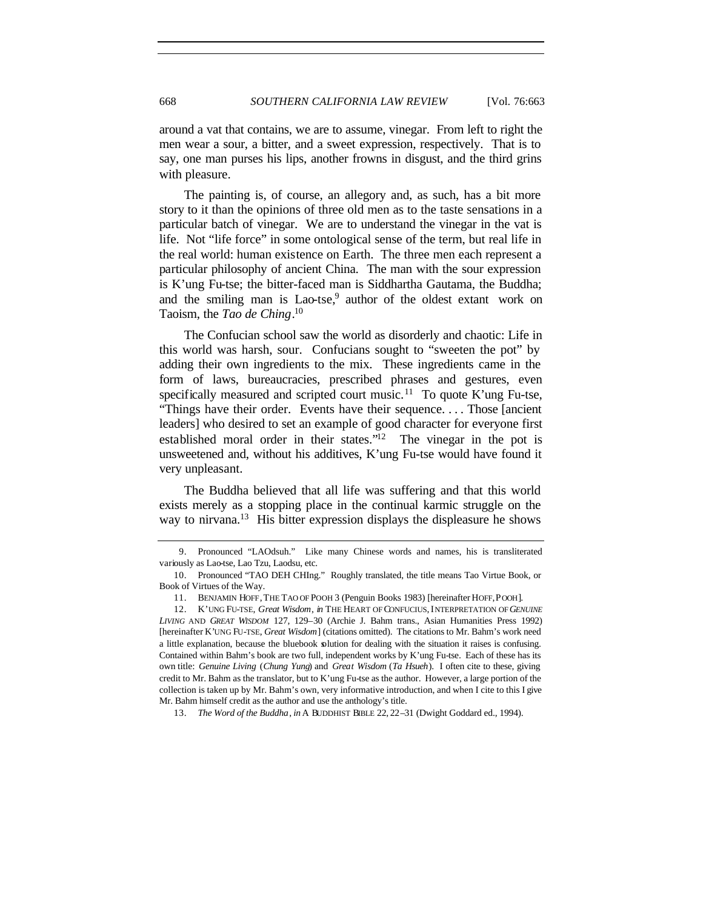around a vat that contains, we are to assume, vinegar. From left to right the men wear a sour, a bitter, and a sweet expression, respectively. That is to say, one man purses his lips, another frowns in disgust, and the third grins with pleasure.

The painting is, of course, an allegory and, as such, has a bit more story to it than the opinions of three old men as to the taste sensations in a particular batch of vinegar. We are to understand the vinegar in the vat is life. Not "life force" in some ontological sense of the term, but real life in the real world: human existence on Earth. The three men each represent a particular philosophy of ancient China. The man with the sour expression is K'ung Fu-tse; the bitter-faced man is Siddhartha Gautama, the Buddha; and the smiling man is Lao-tse,[9] author of the oldest extant work on Taoism, the *Tao de Ching*.[10]

The Confucian school saw the world as disorderly and chaotic: Life in this world was harsh, sour. Confucians sought to "sweeten the pot" by adding their own ingredients to the mix. These ingredients came in the form of laws, bureaucracies, prescribed phrases and gestures, even specifically measured and scripted court music.[11] To quote K'ung Fu-tse, "Things have their order. Events have their sequence. . . . Those [ancient leaders] who desired to set an example of good character for everyone first established moral order in their states."[12] The vinegar in the pot is unsweetened and, without his additives, K'ung Fu-tse would have found it very unpleasant.

The Buddha believed that all life was suffering and that this world exists merely as a stopping place in the continual karmic struggle on the way to nirvana.[13] His bitter expression displays the displeasure he shows

---

9. Pronounced "LAOdsuh." Like many Chinese words and names, his is transliterated variously as Lao-tse, Lao Tzu, Laodsu, etc.

10. Pronounced "TAO DEH CHIng." Roughly translated, the title means Tao Virtue Book, or Book of Virtues of the Way.

11. BENJAMIN HOFF, THE TAO OF POOH 3 (Penguin Books 1983) [hereinafter HOFF, POOH].

12. K'UNG FU-TSE, *Great Wisdom*, *in* THE HEART OF CONFUCIUS, INTERPRETATION OF *GENUINE LIVING* AND *GREAT WISDOM* 127, 129–30 (Archie J. Bahm trans., Asian Humanities Press 1992) [hereinafter K'UNG FU-TSE, *Great Wisdom*] (citations omitted). The citations to Mr. Bahm's work need a little explanation, because the bluebook solution for dealing with the situation it raises is confusing. Contained within Bahm's book are two full, independent works by K'ung Fu-tse. Each of these has its own title: *Genuine Living* (*Chung Yung*) and *Great Wisdom* (*Ta Hsueh*). I often cite to these, giving credit to Mr. Bahm as the translator, but to K'ung Fu-tse as the author. However, a large portion of the collection is taken up by Mr. Bahm's own, very informative introduction, and when I cite to this I give Mr. Bahm himself credit as the author and use the anthology's title.

13. *The Word of the Buddha*, *in* A BUDDHIST BIBLE 22, 22–31 (Dwight Goddard ed., 1994).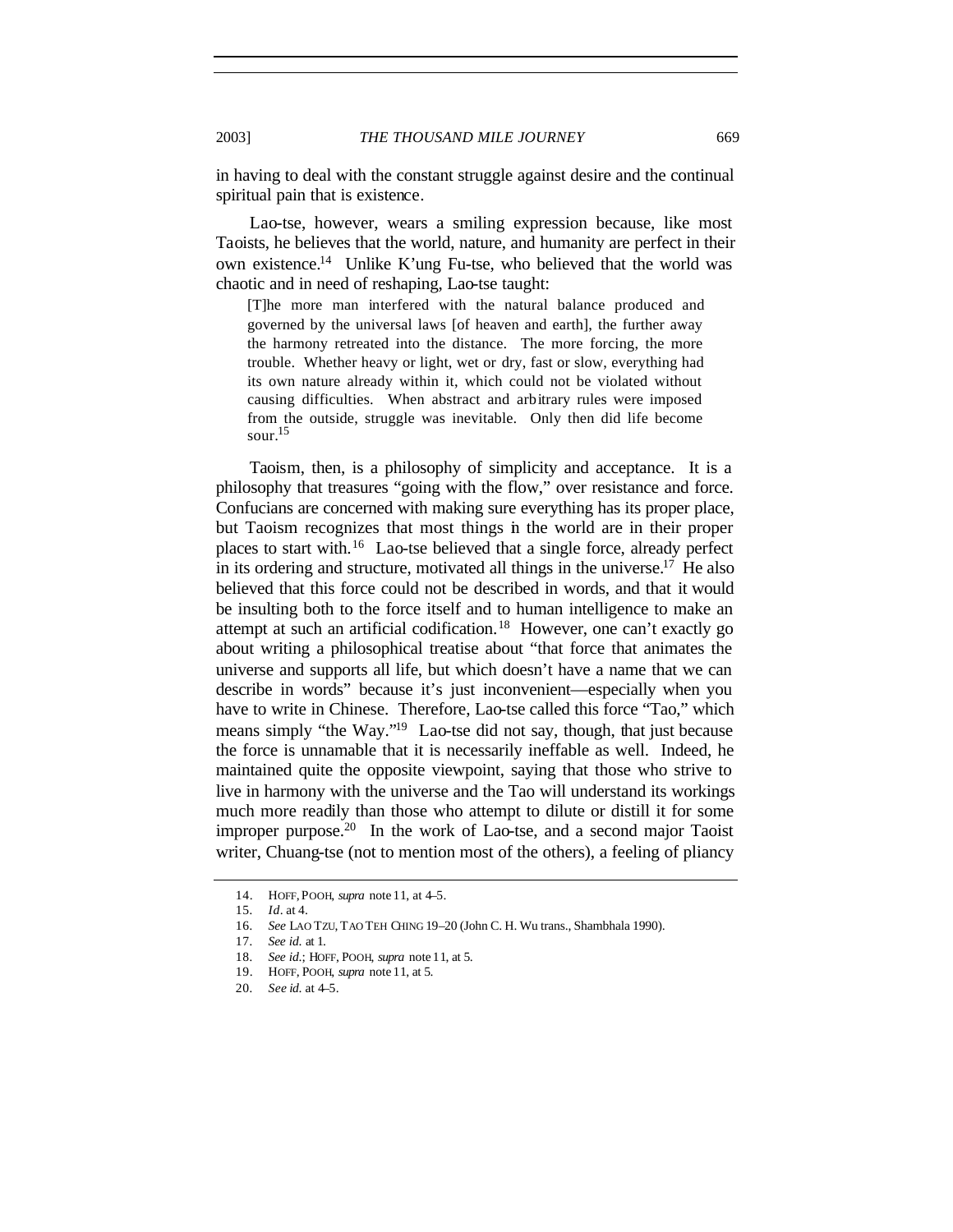in having to deal with the constant struggle against desire and the continual spiritual pain that is existence.

Lao-tse, however, wears a smiling expression because, like most Taoists, he believes that the world, nature, and humanity are perfect in their own existence.[14] Unlike K'ung Fu-tse, who believed that the world was chaotic and in need of reshaping, Lao-tse taught:

> [T]he more man interfered with the natural balance produced and governed by the universal laws [of heaven and earth], the further away the harmony retreated into the distance. The more forcing, the more trouble. Whether heavy or light, wet or dry, fast or slow, everything had its own nature already within it, which could not be violated without causing difficulties. When abstract and arbitrary rules were imposed from the outside, struggle was inevitable. Only then did life become sour.[15]

Taoism, then, is a philosophy of simplicity and acceptance. It is a philosophy that treasures "going with the flow," over resistance and force. Confucians are concerned with making sure everything has its proper place, but Taoism recognizes that most things in the world are in their proper places to start with.[16] Lao-tse believed that a single force, already perfect in its ordering and structure, motivated all things in the universe.[17] He also believed that this force could not be described in words, and that it would be insulting both to the force itself and to human intelligence to make an attempt at such an artificial codification.[18] However, one can't exactly go about writing a philosophical treatise about "that force that animates the universe and supports all life, but which doesn't have a name that we can describe in words" because it's just inconvenient—especially when you have to write in Chinese. Therefore, Lao-tse called this force "Tao," which means simply "the Way."[19] Lao-tse did not say, though, that just because the force is unnamable that it is necessarily ineffable as well. Indeed, he maintained quite the opposite viewpoint, saying that those who strive to live in harmony with the universe and the Tao will understand its workings much more readily than those who attempt to dilute or distill it for some improper purpose.[20] In the work of Lao-tse, and a second major Taoist writer, Chuang-tse (not to mention most of the others), a feeling of pliancy

---

14. HOFF, POOH, *supra* note 11, at 4–5.
15. *Id.* at 4.
16. *See* LAO TZU, TAO TEH CHING 19–20 (John C. H. Wu trans., Shambhala 1990).
17. *See id.* at 1.
18. *See id.*; HOFF, POOH, *supra* note 11, at 5.
19. HOFF, POOH, *supra* note 11, at 5.
20. *See id.* at 4–5.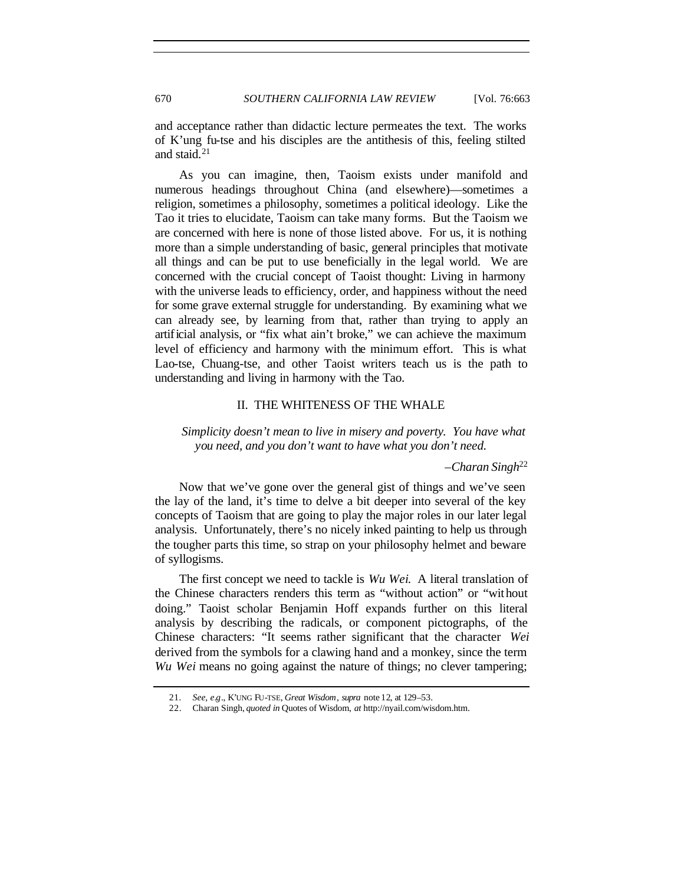and acceptance rather than didactic lecture permeates the text. The works of K'ung fu-tse and his disciples are the antithesis of this, feeling stilted and staid.[21]

As you can imagine, then, Taoism exists under manifold and numerous headings throughout China (and elsewhere)—sometimes a religion, sometimes a philosophy, sometimes a political ideology. Like the Tao it tries to elucidate, Taoism can take many forms. But the Taoism we are concerned with here is none of those listed above. For us, it is nothing more than a simple understanding of basic, general principles that motivate all things and can be put to use beneficially in the legal world. We are concerned with the crucial concept of Taoist thought: Living in harmony with the universe leads to efficiency, order, and happiness without the need for some grave external struggle for understanding. By examining what we can already see, by learning from that, rather than trying to apply an artificial analysis, or "fix what ain't broke," we can achieve the maximum level of efficiency and harmony with the minimum effort. This is what Lao-tse, Chuang-tse, and other Taoist writers teach us is the path to understanding and living in harmony with the Tao.

## II. THE WHITENESS OF THE WHALE

*Simplicity doesn't mean to live in misery and poverty. You have what you need, and you don't want to have what you don't need.*

–*Charan Singh*[22]

Now that we've gone over the general gist of things and we've seen the lay of the land, it's time to delve a bit deeper into several of the key concepts of Taoism that are going to play the major roles in our later legal analysis. Unfortunately, there's no nicely inked painting to help us through the tougher parts this time, so strap on your philosophy helmet and beware of syllogisms.

The first concept we need to tackle is *Wu Wei.* A literal translation of the Chinese characters renders this term as "without action" or "without doing." Taoist scholar Benjamin Hoff expands further on this literal analysis by describing the radicals, or component pictographs, of the Chinese characters: "It seems rather significant that the character *Wei* derived from the symbols for a clawing hand and a monkey, since the term *Wu Wei* means no going against the nature of things; no clever tampering;

21. *See, e.g.*, K'UNG FU-TSE, *Great Wisdom*, *supra* note 12, at 129–53.

22. Charan Singh, *quoted in* Quotes of Wisdom, *at* http://nyail.com/wisdom.htm.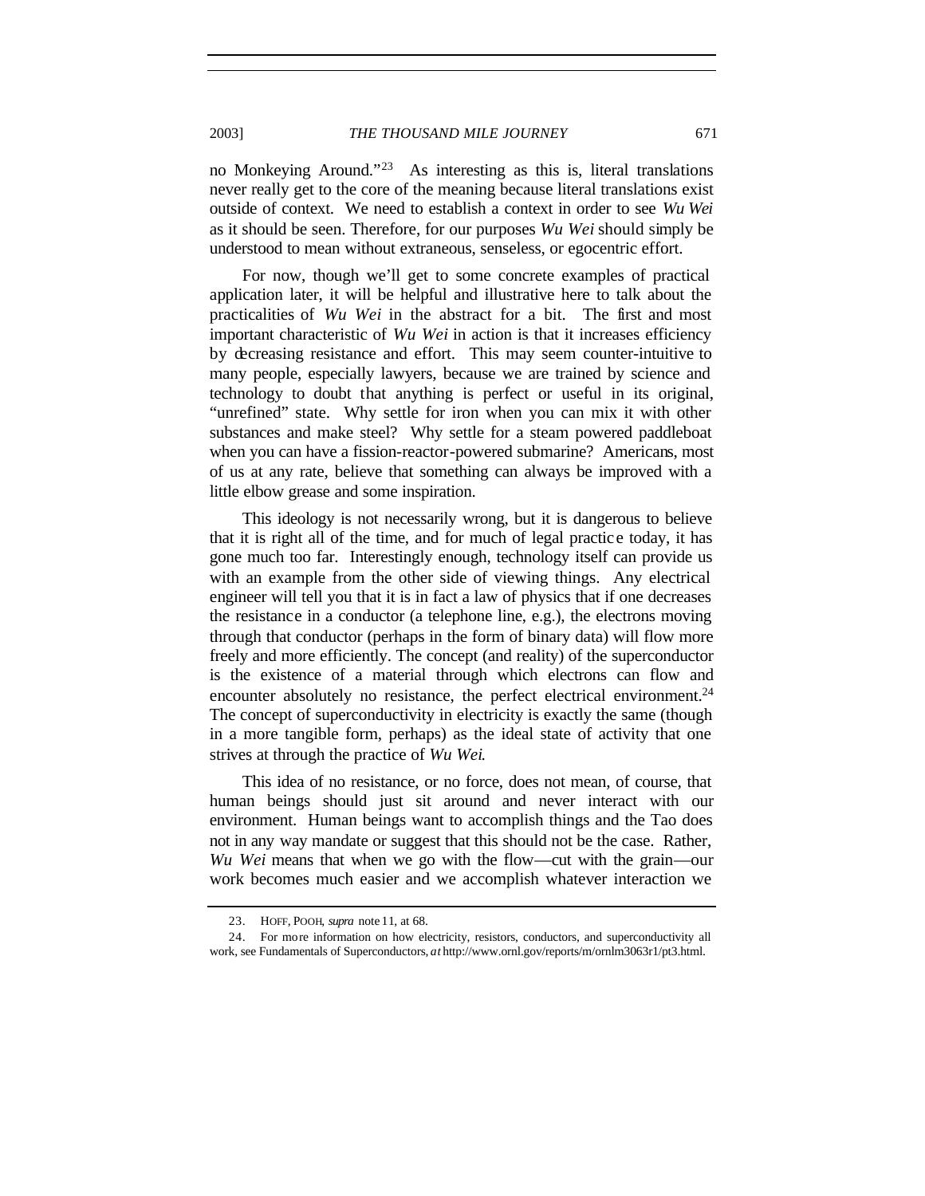no Monkeying Around."[23] As interesting as this is, literal translations never really get to the core of the meaning because literal translations exist outside of context. We need to establish a context in order to see *Wu Wei* as it should be seen. Therefore, for our purposes *Wu Wei* should simply be understood to mean without extraneous, senseless, or egocentric effort.

For now, though we'll get to some concrete examples of practical application later, it will be helpful and illustrative here to talk about the practicalities of *Wu Wei* in the abstract for a bit. The first and most important characteristic of *Wu Wei* in action is that it increases efficiency by decreasing resistance and effort. This may seem counter-intuitive to many people, especially lawyers, because we are trained by science and technology to doubt that anything is perfect or useful in its original, "unrefined" state. Why settle for iron when you can mix it with other substances and make steel? Why settle for a steam powered paddleboat when you can have a fission-reactor-powered submarine? Americans, most of us at any rate, believe that something can always be improved with a little elbow grease and some inspiration.

This ideology is not necessarily wrong, but it is dangerous to believe that it is right all of the time, and for much of legal practice today, it has gone much too far. Interestingly enough, technology itself can provide us with an example from the other side of viewing things. Any electrical engineer will tell you that it is in fact a law of physics that if one decreases the resistance in a conductor (a telephone line, e.g.), the electrons moving through that conductor (perhaps in the form of binary data) will flow more freely and more efficiently. The concept (and reality) of the superconductor is the existence of a material through which electrons can flow and encounter absolutely no resistance, the perfect electrical environment.[24] The concept of superconductivity in electricity is exactly the same (though in a more tangible form, perhaps) as the ideal state of activity that one strives at through the practice of *Wu Wei*.

This idea of no resistance, or no force, does not mean, of course, that human beings should just sit around and never interact with our environment. Human beings want to accomplish things and the Tao does not in any way mandate or suggest that this should not be the case. Rather, *Wu Wei* means that when we go with the flow—cut with the grain—our work becomes much easier and we accomplish whatever interaction we

---

23. HOFF, POOH, *supra* note 11, at 68.

24. For more information on how electricity, resistors, conductors, and superconductivity all work, see Fundamentals of Superconductors, *at* http://www.ornl.gov/reports/m/ornlm3063r1/pt3.html.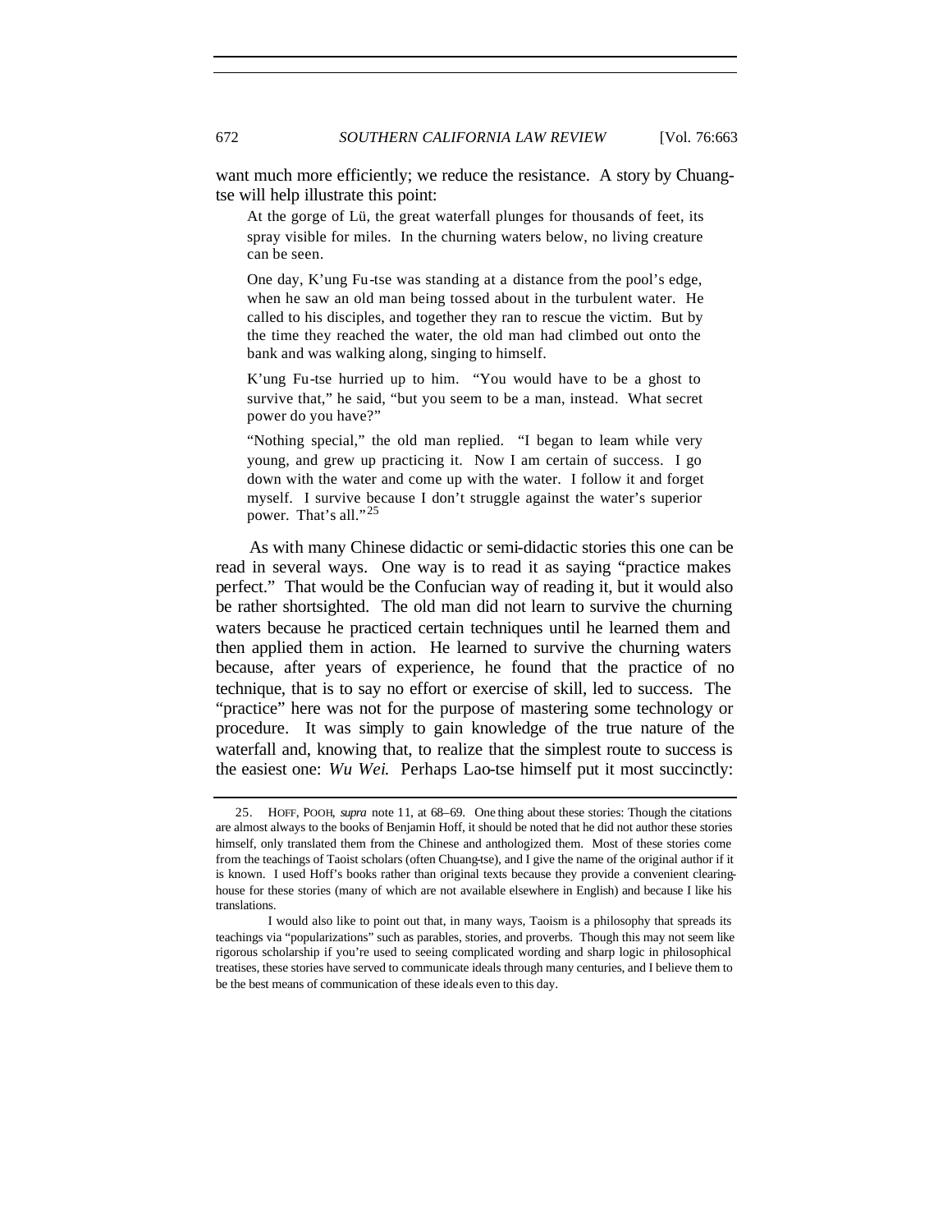want much more efficiently; we reduce the resistance. A story by Chuang-tse will help illustrate this point:

> At the gorge of Lü, the great waterfall plunges for thousands of feet, its spray visible for miles. In the churning waters below, no living creature can be seen.
>
> One day, K'ung Fu-tse was standing at a distance from the pool's edge, when he saw an old man being tossed about in the turbulent water. He called to his disciples, and together they ran to rescue the victim. But by the time they reached the water, the old man had climbed out onto the bank and was walking along, singing to himself.
>
> K'ung Fu-tse hurried up to him. "You would have to be a ghost to survive that," he said, "but you seem to be a man, instead. What secret power do you have?"
>
> "Nothing special," the old man replied. "I began to leam while very young, and grew up practicing it. Now I am certain of success. I go down with the water and come up with the water. I follow it and forget myself. I survive because I don't struggle against the water's superior power. That's all."[25]

As with many Chinese didactic or semi-didactic stories this one can be read in several ways. One way is to read it as saying "practice makes perfect." That would be the Confucian way of reading it, but it would also be rather shortsighted. The old man did not learn to survive the churning waters because he practiced certain techniques until he learned them and then applied them in action. He learned to survive the churning waters because, after years of experience, he found that the practice of no technique, that is to say no effort or exercise of skill, led to success. The "practice" here was not for the purpose of mastering some technology or procedure. It was simply to gain knowledge of the true nature of the waterfall and, knowing that, to realize that the simplest route to success is the easiest one: *Wu Wei.* Perhaps Lao-tse himself put it most succinctly:

---

25. HOFF, POOH, *supra* note 11, at 68–69. One thing about these stories: Though the citations are almost always to the books of Benjamin Hoff, it should be noted that he did not author these stories himself, only translated them from the Chinese and anthologized them. Most of these stories come from the teachings of Taoist scholars (often Chuang-tse), and I give the name of the original author if it is known. I used Hoff's books rather than original texts because they provide a convenient clearing-house for these stories (many of which are not available elsewhere in English) and because I like his translations.

I would also like to point out that, in many ways, Taoism is a philosophy that spreads its teachings via "popularizations" such as parables, stories, and proverbs. Though this may not seem like rigorous scholarship if you're used to seeing complicated wording and sharp logic in philosophical treatises, these stories have served to communicate ideals through many centuries, and I believe them to be the best means of communication of these ideals even to this day.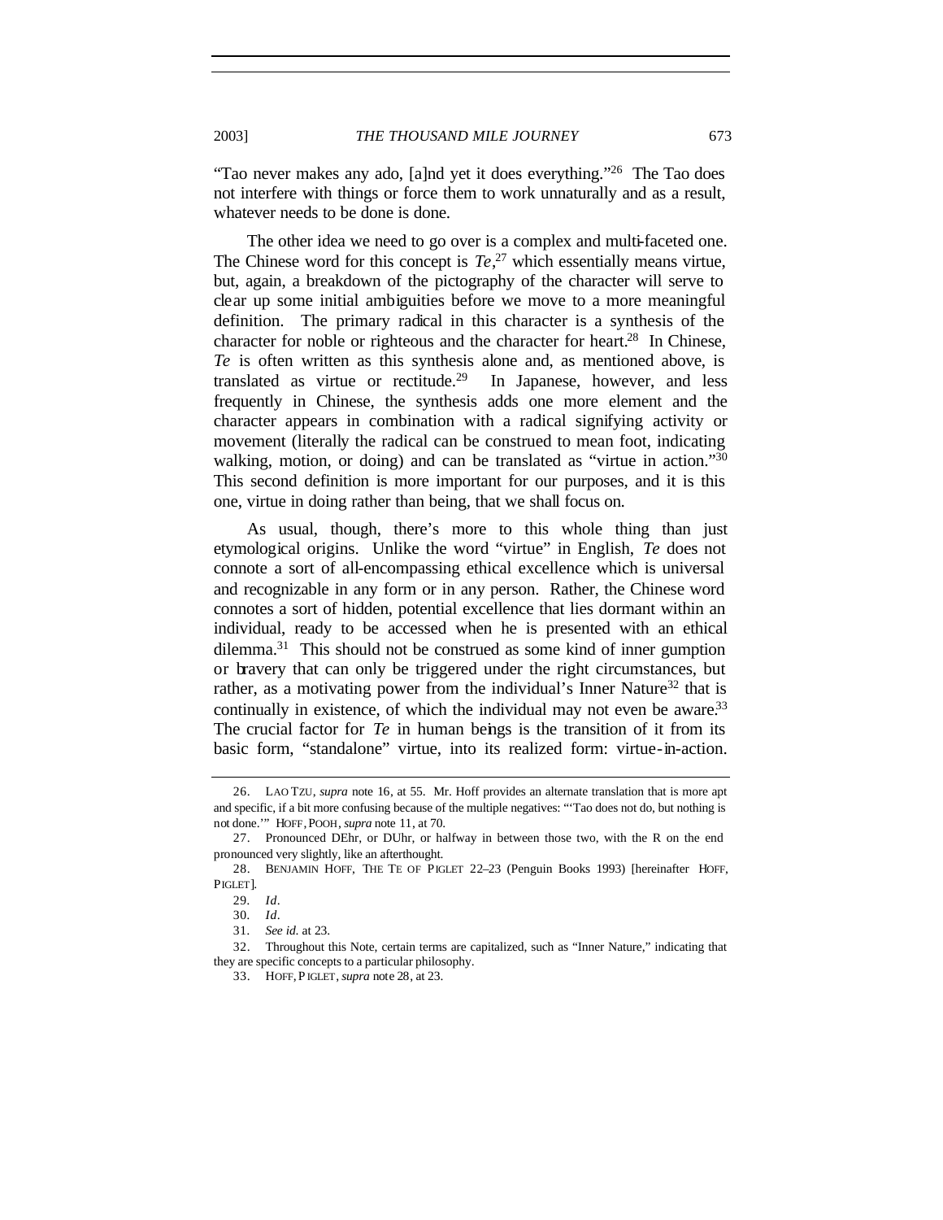"Tao never makes any ado, [a]nd yet it does everything."[26] The Tao does not interfere with things or force them to work unnaturally and as a result, whatever needs to be done is done.

The other idea we need to go over is a complex and multi-faceted one. The Chinese word for this concept is *Te*,[27] which essentially means virtue, but, again, a breakdown of the pictography of the character will serve to clear up some initial ambiguities before we move to a more meaningful definition. The primary radical in this character is a synthesis of the character for noble or righteous and the character for heart.[28] In Chinese, *Te* is often written as this synthesis alone and, as mentioned above, is translated as virtue or rectitude.[29] In Japanese, however, and less frequently in Chinese, the synthesis adds one more element and the character appears in combination with a radical signifying activity or movement (literally the radical can be construed to mean foot, indicating walking, motion, or doing) and can be translated as "virtue in action."[30] This second definition is more important for our purposes, and it is this one, virtue in doing rather than being, that we shall focus on.

As usual, though, there's more to this whole thing than just etymological origins. Unlike the word "virtue" in English, *Te* does not connote a sort of all-encompassing ethical excellence which is universal and recognizable in any form or in any person. Rather, the Chinese word connotes a sort of hidden, potential excellence that lies dormant within an individual, ready to be accessed when he is presented with an ethical dilemma.[31] This should not be construed as some kind of inner gumption or bravery that can only be triggered under the right circumstances, but rather, as a motivating power from the individual's Inner Nature[32] that is continually in existence, of which the individual may not even be aware.[33] The crucial factor for *Te* in human beings is the transition of it from its basic form, "standalone" virtue, into its realized form: virtue-in-action.

---

26. LAO TZU, *supra* note 16, at 55. Mr. Hoff provides an alternate translation that is more apt and specific, if a bit more confusing because of the multiple negatives: "'Tao does not do, but nothing is not done.'" HOFF, POOH, *supra* note 11, at 70.

27. Pronounced DEhr, or DUhr, or halfway in between those two, with the R on the end pronounced very slightly, like an afterthought.

28. BENJAMIN HOFF, THE TE OF PIGLET 22–23 (Penguin Books 1993) [hereinafter HOFF, PIGLET].

29. *Id.*

30. *Id.*

31. *See id.* at 23.

32. Throughout this Note, certain terms are capitalized, such as "Inner Nature," indicating that they are specific concepts to a particular philosophy.

33. HOFF, PIGLET, *supra* note 28, at 23.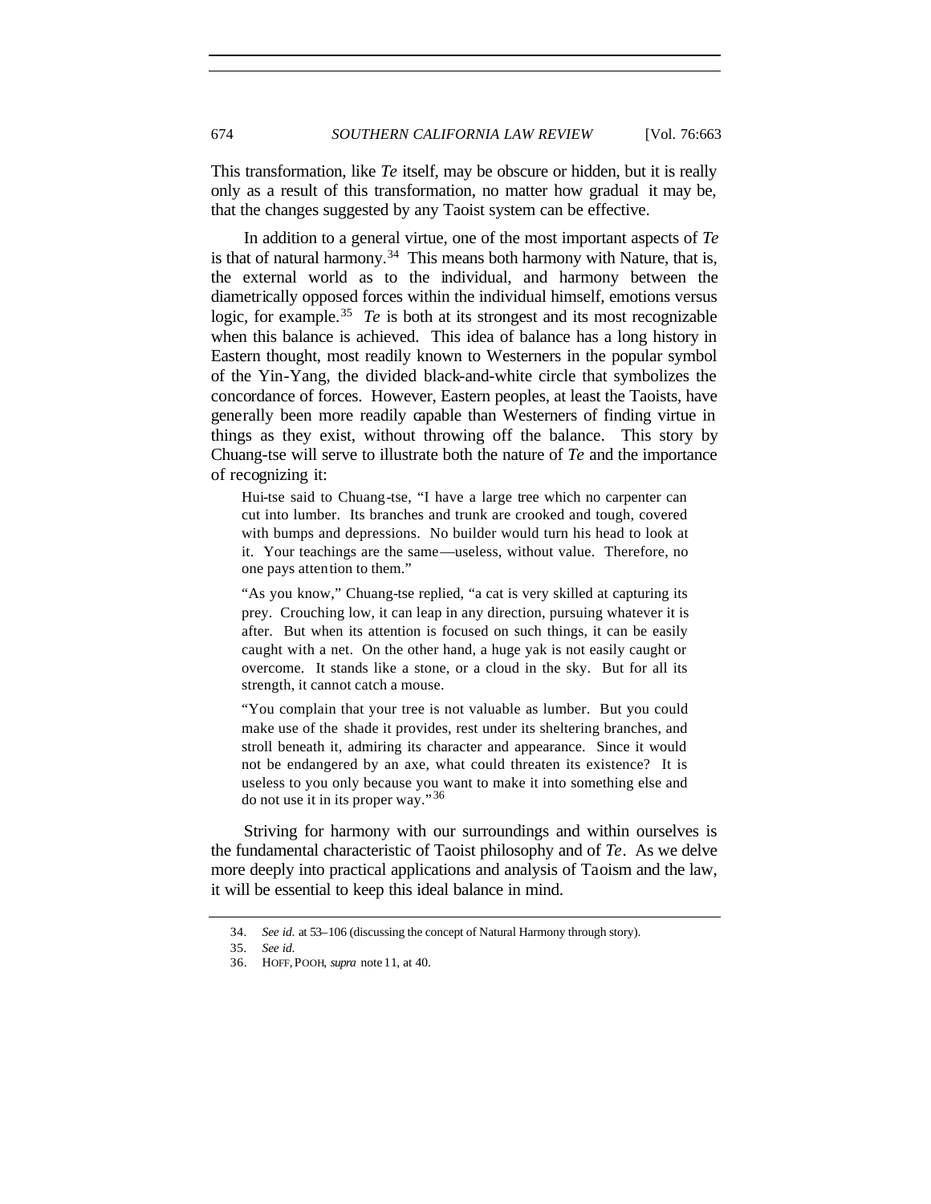This transformation, like *Te* itself, may be obscure or hidden, but it is really only as a result of this transformation, no matter how gradual it may be, that the changes suggested by any Taoist system can be effective.

In addition to a general virtue, one of the most important aspects of *Te* is that of natural harmony.[34] This means both harmony with Nature, that is, the external world as to the individual, and harmony between the diametrically opposed forces within the individual himself, emotions versus logic, for example.[35] *Te* is both at its strongest and its most recognizable when this balance is achieved. This idea of balance has a long history in Eastern thought, most readily known to Westerners in the popular symbol of the Yin-Yang, the divided black-and-white circle that symbolizes the concordance of forces. However, Eastern peoples, at least the Taoists, have generally been more readily capable than Westerners of finding virtue in things as they exist, without throwing off the balance. This story by Chuang-tse will serve to illustrate both the nature of *Te* and the importance of recognizing it:

> Hui-tse said to Chuang-tse, "I have a large tree which no carpenter can cut into lumber. Its branches and trunk are crooked and tough, covered with bumps and depressions. No builder would turn his head to look at it. Your teachings are the same—useless, without value. Therefore, no one pays attention to them."
>
> "As you know," Chuang-tse replied, "a cat is very skilled at capturing its prey. Crouching low, it can leap in any direction, pursuing whatever it is after. But when its attention is focused on such things, it can be easily caught with a net. On the other hand, a huge yak is not easily caught or overcome. It stands like a stone, or a cloud in the sky. But for all its strength, it cannot catch a mouse.
>
> "You complain that your tree is not valuable as lumber. But you could make use of the shade it provides, rest under its sheltering branches, and stroll beneath it, admiring its character and appearance. Since it would not be endangered by an axe, what could threaten its existence? It is useless to you only because you want to make it into something else and do not use it in its proper way."[36]

Striving for harmony with our surroundings and within ourselves is the fundamental characteristic of Taoist philosophy and of *Te*. As we delve more deeply into practical applications and analysis of Taoism and the law, it will be essential to keep this ideal balance in mind.

---

34. *See id.* at 53–106 (discussing the concept of Natural Harmony through story).

35. *See id.*

36. HOFF, POOH, *supra* note 11, at 40.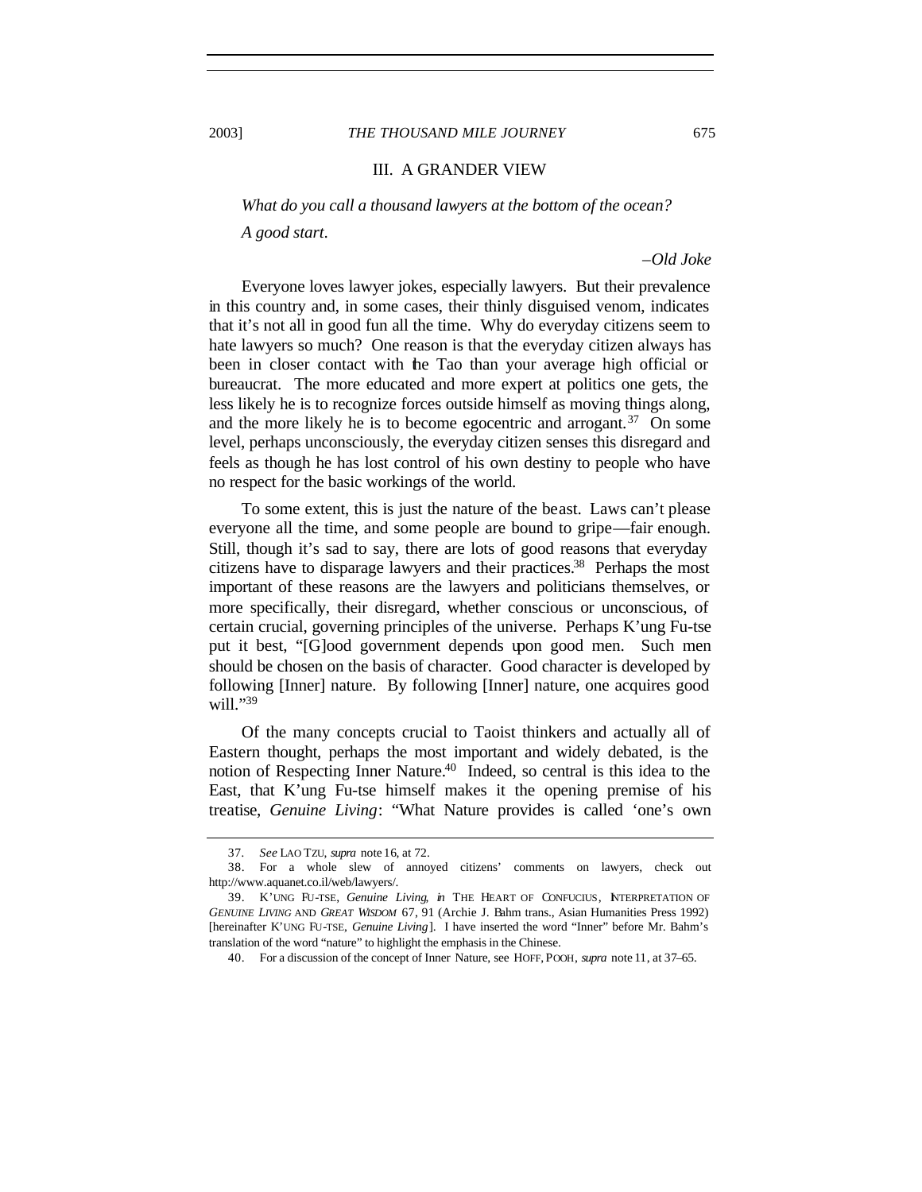## III. A GRANDER VIEW

*What do you call a thousand lawyers at the bottom of the ocean?*

*A good start.*

–*Old Joke*

Everyone loves lawyer jokes, especially lawyers. But their prevalence in this country and, in some cases, their thinly disguised venom, indicates that it's not all in good fun all the time. Why do everyday citizens seem to hate lawyers so much? One reason is that the everyday citizen always has been in closer contact with the Tao than your average high official or bureaucrat. The more educated and more expert at politics one gets, the less likely he is to recognize forces outside himself as moving things along, and the more likely he is to become egocentric and arrogant.[37] On some level, perhaps unconsciously, the everyday citizen senses this disregard and feels as though he has lost control of his own destiny to people who have no respect for the basic workings of the world.

To some extent, this is just the nature of the beast. Laws can't please everyone all the time, and some people are bound to gripe—fair enough. Still, though it's sad to say, there are lots of good reasons that everyday citizens have to disparage lawyers and their practices.[38] Perhaps the most important of these reasons are the lawyers and politicians themselves, or more specifically, their disregard, whether conscious or unconscious, of certain crucial, governing principles of the universe. Perhaps K'ung Fu-tse put it best, "[G]ood government depends upon good men. Such men should be chosen on the basis of character. Good character is developed by following [Inner] nature. By following [Inner] nature, one acquires good will."[39]

Of the many concepts crucial to Taoist thinkers and actually all of Eastern thought, perhaps the most important and widely debated, is the notion of Respecting Inner Nature.[40] Indeed, so central is this idea to the East, that K'ung Fu-tse himself makes it the opening premise of his treatise, *Genuine Living*: "What Nature provides is called 'one's own

---

37. *See* LAO TZU, *supra* note 16, at 72.

38. For a whole slew of annoyed citizens' comments on lawyers, check out http://www.aquanet.co.il/web/lawyers/.

39. K'UNG FU-TSE, *Genuine Living*, *in* THE HEART OF CONFUCIUS, INTERPRETATION OF *GENUINE LIVING* AND *GREAT WISDOM* 67, 91 (Archie J. Bahm trans., Asian Humanities Press 1992) [hereinafter K'UNG FU-TSE, *Genuine Living*]. I have inserted the word "Inner" before Mr. Bahm's translation of the word "nature" to highlight the emphasis in the Chinese.

40. For a discussion of the concept of Inner Nature, see HOFF, POOH, *supra* note 11, at 37–65.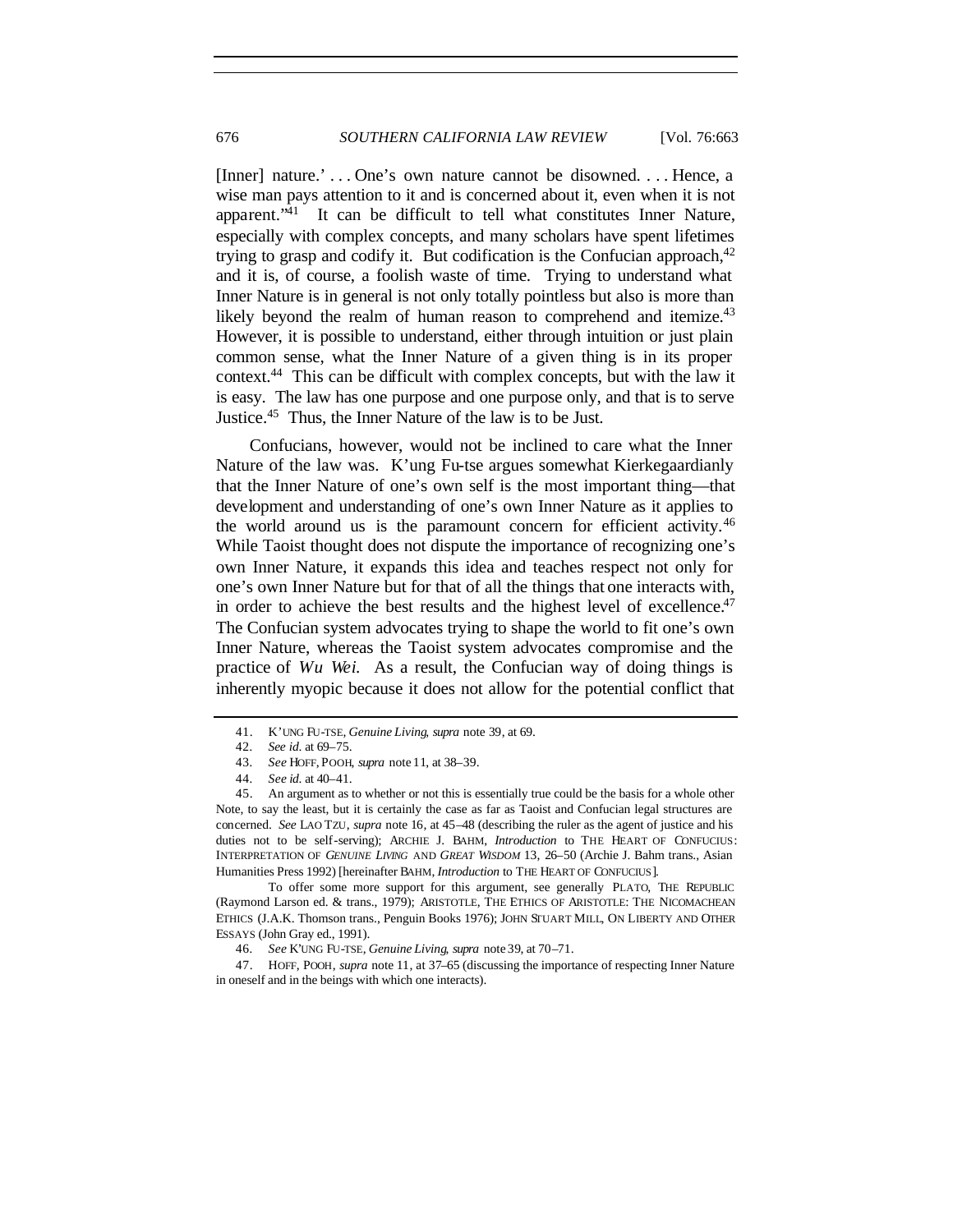[Inner] nature.' . . . One's own nature cannot be disowned. . . . Hence, a wise man pays attention to it and is concerned about it, even when it is not apparent."[41] It can be difficult to tell what constitutes Inner Nature, especially with complex concepts, and many scholars have spent lifetimes trying to grasp and codify it. But codification is the Confucian approach,[42] and it is, of course, a foolish waste of time. Trying to understand what Inner Nature is in general is not only totally pointless but also is more than likely beyond the realm of human reason to comprehend and itemize.[43] However, it is possible to understand, either through intuition or just plain common sense, what the Inner Nature of a given thing is in its proper context.[44] This can be difficult with complex concepts, but with the law it is easy. The law has one purpose and one purpose only, and that is to serve Justice.[45] Thus, the Inner Nature of the law is to be Just.

Confucians, however, would not be inclined to care what the Inner Nature of the law was. K'ung Fu-tse argues somewhat Kierkegaardianly that the Inner Nature of one's own self is the most important thing—that development and understanding of one's own Inner Nature as it applies to the world around us is the paramount concern for efficient activity.[46] While Taoist thought does not dispute the importance of recognizing one's own Inner Nature, it expands this idea and teaches respect not only for one's own Inner Nature but for that of all the things that one interacts with, in order to achieve the best results and the highest level of excellence.[47] The Confucian system advocates trying to shape the world to fit one's own Inner Nature, whereas the Taoist system advocates compromise and the practice of *Wu Wei*. As a result, the Confucian way of doing things is inherently myopic because it does not allow for the potential conflict that

---

41. K'UNG FU-TSE, *Genuine Living*, *supra* note 39, at 69.

42. *See id.* at 69–75.

43. *See* HOFF, POOH, *supra* note 11, at 38–39.

44. *See id.* at 40–41.

45. An argument as to whether or not this is essentially true could be the basis for a whole other Note, to say the least, but it is certainly the case as far as Taoist and Confucian legal structures are concerned. *See* LAO TZU, *supra* note 16, at 45–48 (describing the ruler as the agent of justice and his duties not to be self-serving); ARCHIE J. BAHM, *Introduction* to THE HEART OF CONFUCIUS: INTERPRETATION OF *GENUINE LIVING* AND *GREAT WISDOM* 13, 26–50 (Archie J. Bahm trans., Asian Humanities Press 1992) [hereinafter BAHM, *Introduction* to THE HEART OF CONFUCIUS].

To offer some more support for this argument, see generally PLATO, THE REPUBLIC (Raymond Larson ed. & trans., 1979); ARISTOTLE, THE ETHICS OF ARISTOTLE: THE NICOMACHEAN ETHICS (J.A.K. Thomson trans., Penguin Books 1976); JOHN STUART MILL, ON LIBERTY AND OTHER ESSAYS (John Gray ed., 1991).

46. *See* K'UNG FU-TSE, *Genuine Living*, *supra* note 39, at 70–71.

47. HOFF, POOH, *supra* note 11, at 37–65 (discussing the importance of respecting Inner Nature in oneself and in the beings with which one interacts).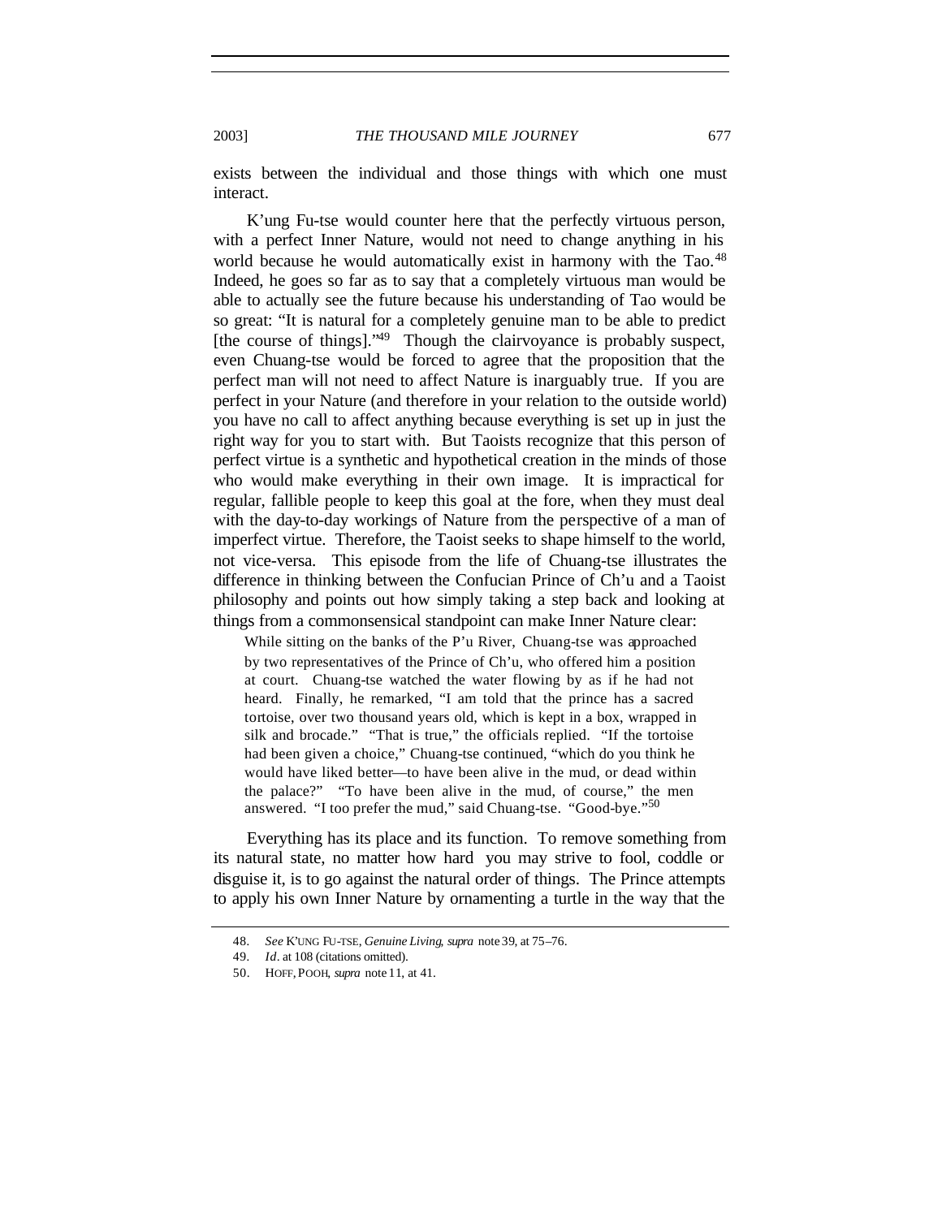exists between the individual and those things with which one must interact.

K'ung Fu-tse would counter here that the perfectly virtuous person, with a perfect Inner Nature, would not need to change anything in his world because he would automatically exist in harmony with the Tao.[48] Indeed, he goes so far as to say that a completely virtuous man would be able to actually see the future because his understanding of Tao would be so great: "It is natural for a completely genuine man to be able to predict [the course of things]."[49] Though the clairvoyance is probably suspect, even Chuang-tse would be forced to agree that the proposition that the perfect man will not need to affect Nature is inarguably true. If you are perfect in your Nature (and therefore in your relation to the outside world) you have no call to affect anything because everything is set up in just the right way for you to start with. But Taoists recognize that this person of perfect virtue is a synthetic and hypothetical creation in the minds of those who would make everything in their own image. It is impractical for regular, fallible people to keep this goal at the fore, when they must deal with the day-to-day workings of Nature from the perspective of a man of imperfect virtue. Therefore, the Taoist seeks to shape himself to the world, not vice-versa. This episode from the life of Chuang-tse illustrates the difference in thinking between the Confucian Prince of Ch'u and a Taoist philosophy and points out how simply taking a step back and looking at things from a commonsensical standpoint can make Inner Nature clear:

> While sitting on the banks of the P'u River, Chuang-tse was approached by two representatives of the Prince of Ch'u, who offered him a position at court. Chuang-tse watched the water flowing by as if he had not heard. Finally, he remarked, "I am told that the prince has a sacred tortoise, over two thousand years old, which is kept in a box, wrapped in silk and brocade." "That is true," the officials replied. "If the tortoise had been given a choice," Chuang-tse continued, "which do you think he would have liked better—to have been alive in the mud, or dead within the palace?" "To have been alive in the mud, of course," the men answered. "I too prefer the mud," said Chuang-tse. "Good-bye."[50]

Everything has its place and its function. To remove something from its natural state, no matter how hard you may strive to fool, coddle or disguise it, is to go against the natural order of things. The Prince attempts to apply his own Inner Nature by ornamenting a turtle in the way that the

48. *See* K'UNG FU-TSE, *Genuine Living*, *supra* note 39, at 75–76.

49. *Id*. at 108 (citations omitted).

50. HOFF, POOH, *supra* note 11, at 41.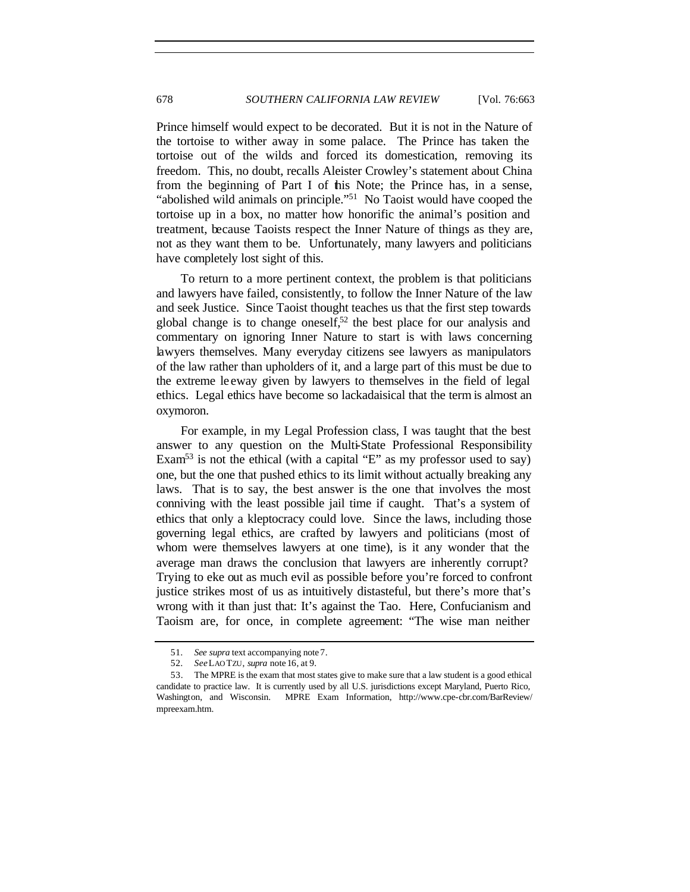Prince himself would expect to be decorated. But it is not in the Nature of the tortoise to wither away in some palace. The Prince has taken the tortoise out of the wilds and forced its domestication, removing its freedom. This, no doubt, recalls Aleister Crowley's statement about China from the beginning of Part I of this Note; the Prince has, in a sense, "abolished wild animals on principle."[51] No Taoist would have cooped the tortoise up in a box, no matter how honorific the animal's position and treatment, because Taoists respect the Inner Nature of things as they are, not as they want them to be. Unfortunately, many lawyers and politicians have completely lost sight of this.

To return to a more pertinent context, the problem is that politicians and lawyers have failed, consistently, to follow the Inner Nature of the law and seek Justice. Since Taoist thought teaches us that the first step towards global change is to change oneself,[52] the best place for our analysis and commentary on ignoring Inner Nature to start is with laws concerning lawyers themselves. Many everyday citizens see lawyers as manipulators of the law rather than upholders of it, and a large part of this must be due to the extreme leeway given by lawyers to themselves in the field of legal ethics. Legal ethics have become so lackadaisical that the term is almost an oxymoron.

For example, in my Legal Profession class, I was taught that the best answer to any question on the Multi-State Professional Responsibility Exam[53] is not the ethical (with a capital "E" as my professor used to say) one, but the one that pushed ethics to its limit without actually breaking any laws. That is to say, the best answer is the one that involves the most conniving with the least possible jail time if caught. That's a system of ethics that only a kleptocracy could love. Since the laws, including those governing legal ethics, are crafted by lawyers and politicians (most of whom were themselves lawyers at one time), is it any wonder that the average man draws the conclusion that lawyers are inherently corrupt? Trying to eke out as much evil as possible before you're forced to confront justice strikes most of us as intuitively distasteful, but there's more that's wrong with it than just that: It's against the Tao. Here, Confucianism and Taoism are, for once, in complete agreement: "The wise man neither

---

51. *See supra* text accompanying note 7.

52. *See* LAO TZU, *supra* note 16, at 9.

53. The MPRE is the exam that most states give to make sure that a law student is a good ethical candidate to practice law. It is currently used by all U.S. jurisdictions except Maryland, Puerto Rico, Washington, and Wisconsin. MPRE Exam Information, http://www.cpe-cbr.com/BarReview/mpreexam.htm.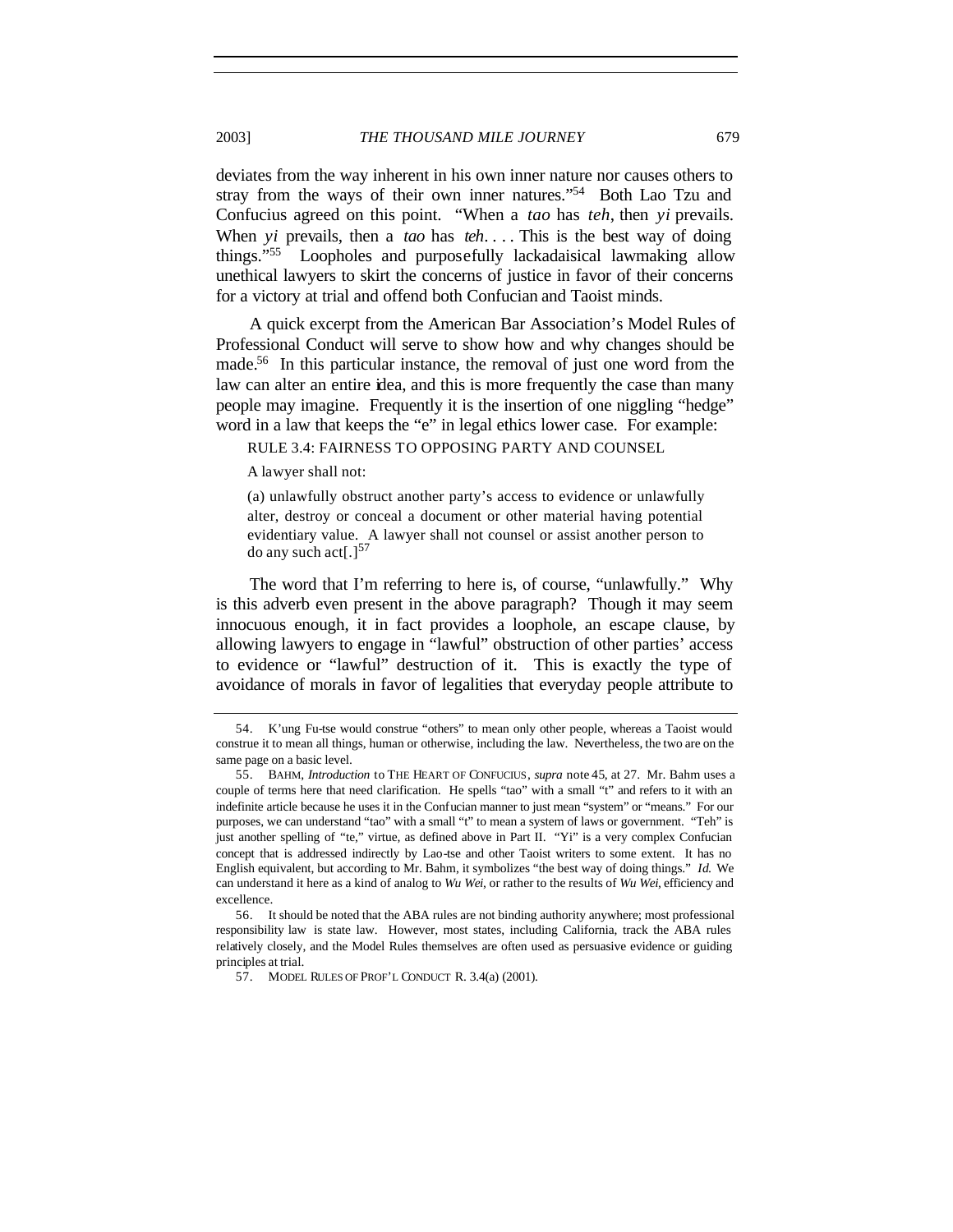deviates from the way inherent in his own inner nature nor causes others to stray from the ways of their own inner natures."[54] Both Lao Tzu and Confucius agreed on this point. "When a *tao* has *teh*, then *yi* prevails. When *yi* prevails, then a *tao* has *teh*. . . . This is the best way of doing things."[55] Loopholes and purposefully lackadaisical lawmaking allow unethical lawyers to skirt the concerns of justice in favor of their concerns for a victory at trial and offend both Confucian and Taoist minds.

A quick excerpt from the American Bar Association's Model Rules of Professional Conduct will serve to show how and why changes should be made.[56] In this particular instance, the removal of just one word from the law can alter an entire idea, and this is more frequently the case than many people may imagine. Frequently it is the insertion of one niggling "hedge" word in a law that keeps the "e" in legal ethics lower case. For example:

> RULE 3.4: FAIRNESS TO OPPOSING PARTY AND COUNSEL
>
> A lawyer shall not:
>
> (a) unlawfully obstruct another party's access to evidence or unlawfully alter, destroy or conceal a document or other material having potential evidentiary value. A lawyer shall not counsel or assist another person to do any such act[.][57]

The word that I'm referring to here is, of course, "unlawfully." Why is this adverb even present in the above paragraph? Though it may seem innocuous enough, it in fact provides a loophole, an escape clause, by allowing lawyers to engage in "lawful" obstruction of other parties' access to evidence or "lawful" destruction of it. This is exactly the type of avoidance of morals in favor of legalities that everyday people attribute to

---

54. K'ung Fu-tse would construe "others" to mean only other people, whereas a Taoist would construe it to mean all things, human or otherwise, including the law. Nevertheless, the two are on the same page on a basic level.

55. BAHM, *Introduction* to THE HEART OF CONFUCIUS, *supra* note 45, at 27. Mr. Bahm uses a couple of terms here that need clarification. He spells "tao" with a small "t" and refers to it with an indefinite article because he uses it in the Confucian manner to just mean "system" or "means." For our purposes, we can understand "tao" with a small "t" to mean a system of laws or government. "Teh" is just another spelling of "te," virtue, as defined above in Part II. "Yi" is a very complex Confucian concept that is addressed indirectly by Lao-tse and other Taoist writers to some extent. It has no English equivalent, but according to Mr. Bahm, it symbolizes "the best way of doing things." *Id.* We can understand it here as a kind of analog to *Wu Wei*, or rather to the results of *Wu Wei*, efficiency and excellence.

56. It should be noted that the ABA rules are not binding authority anywhere; most professional responsibility law is state law. However, most states, including California, track the ABA rules relatively closely, and the Model Rules themselves are often used as persuasive evidence or guiding principles at trial.

57. MODEL RULES OF PROF'L CONDUCT R. 3.4(a) (2001).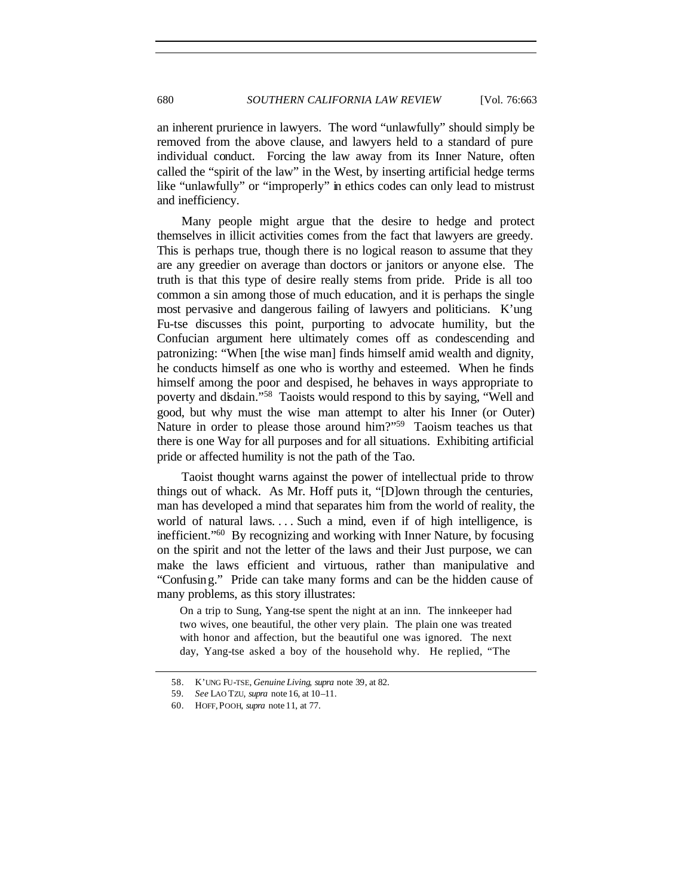an inherent prurience in lawyers. The word "unlawfully" should simply be removed from the above clause, and lawyers held to a standard of pure individual conduct. Forcing the law away from its Inner Nature, often called the "spirit of the law" in the West, by inserting artificial hedge terms like "unlawfully" or "improperly" in ethics codes can only lead to mistrust and inefficiency.

Many people might argue that the desire to hedge and protect themselves in illicit activities comes from the fact that lawyers are greedy. This is perhaps true, though there is no logical reason to assume that they are any greedier on average than doctors or janitors or anyone else. The truth is that this type of desire really stems from pride. Pride is all too common a sin among those of much education, and it is perhaps the single most pervasive and dangerous failing of lawyers and politicians. K'ung Fu-tse discusses this point, purporting to advocate humility, but the Confucian argument here ultimately comes off as condescending and patronizing: "When [the wise man] finds himself amid wealth and dignity, he conducts himself as one who is worthy and esteemed. When he finds himself among the poor and despised, he behaves in ways appropriate to poverty and disdain."[58] Taoists would respond to this by saying, "Well and good, but why must the wise man attempt to alter his Inner (or Outer) Nature in order to please those around him?"[59] Taoism teaches us that there is one Way for all purposes and for all situations. Exhibiting artificial pride or affected humility is not the path of the Tao.

Taoist thought warns against the power of intellectual pride to throw things out of whack. As Mr. Hoff puts it, "[D]own through the centuries, man has developed a mind that separates him from the world of reality, the world of natural laws. . . . Such a mind, even if of high intelligence, is inefficient."[60] By recognizing and working with Inner Nature, by focusing on the spirit and not the letter of the laws and their Just purpose, we can make the laws efficient and virtuous, rather than manipulative and "Confusing." Pride can take many forms and can be the hidden cause of many problems, as this story illustrates:

> On a trip to Sung, Yang-tse spent the night at an inn. The innkeeper had two wives, one beautiful, the other very plain. The plain one was treated with honor and affection, but the beautiful one was ignored. The next day, Yang-tse asked a boy of the household why. He replied, "The

---

58. K'UNG FU-TSE, *Genuine Living*, *supra* note 39, at 82.

59. *See* LAO TZU, *supra* note 16, at 10–11.

60. HOFF, POOH, *supra* note 11, at 77.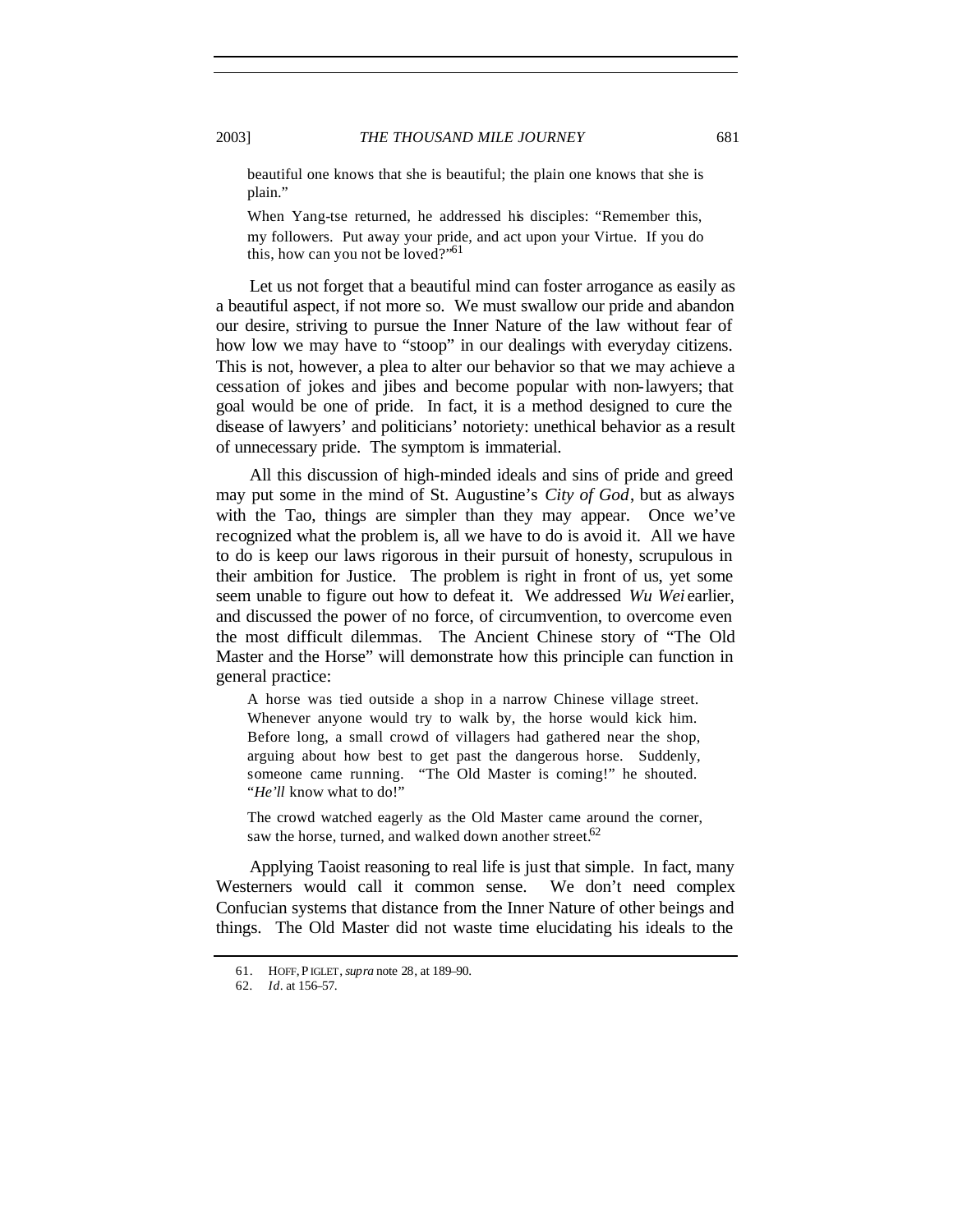> beautiful one knows that she is beautiful; the plain one knows that she is plain."
>
> When Yang-tse returned, he addressed his disciples: "Remember this, my followers. Put away your pride, and act upon your Virtue. If you do this, how can you not be loved?"[61]

Let us not forget that a beautiful mind can foster arrogance as easily as a beautiful aspect, if not more so. We must swallow our pride and abandon our desire, striving to pursue the Inner Nature of the law without fear of how low we may have to "stoop" in our dealings with everyday citizens. This is not, however, a plea to alter our behavior so that we may achieve a cessation of jokes and jibes and become popular with non-lawyers; that goal would be one of pride. In fact, it is a method designed to cure the disease of lawyers' and politicians' notoriety: unethical behavior as a result of unnecessary pride. The symptom is immaterial.

All this discussion of high-minded ideals and sins of pride and greed may put some in the mind of St. Augustine's *City of God*, but as always with the Tao, things are simpler than they may appear. Once we've recognized what the problem is, all we have to do is avoid it. All we have to do is keep our laws rigorous in their pursuit of honesty, scrupulous in their ambition for Justice. The problem is right in front of us, yet some seem unable to figure out how to defeat it. We addressed *Wu Wei* earlier, and discussed the power of no force, of circumvention, to overcome even the most difficult dilemmas. The Ancient Chinese story of "The Old Master and the Horse" will demonstrate how this principle can function in general practice:

> A horse was tied outside a shop in a narrow Chinese village street. Whenever anyone would try to walk by, the horse would kick him. Before long, a small crowd of villagers had gathered near the shop, arguing about how best to get past the dangerous horse. Suddenly, someone came running. "The Old Master is coming!" he shouted. "*He'll* know what to do!"
>
> The crowd watched eagerly as the Old Master came around the corner, saw the horse, turned, and walked down another street.[62]

Applying Taoist reasoning to real life is just that simple. In fact, many Westerners would call it common sense. We don't need complex Confucian systems that distance from the Inner Nature of other beings and things. The Old Master did not waste time elucidating his ideals to the

---

61. HOFF, PIGLET, *supra* note 28, at 189–90.

62. *Id*. at 156–57.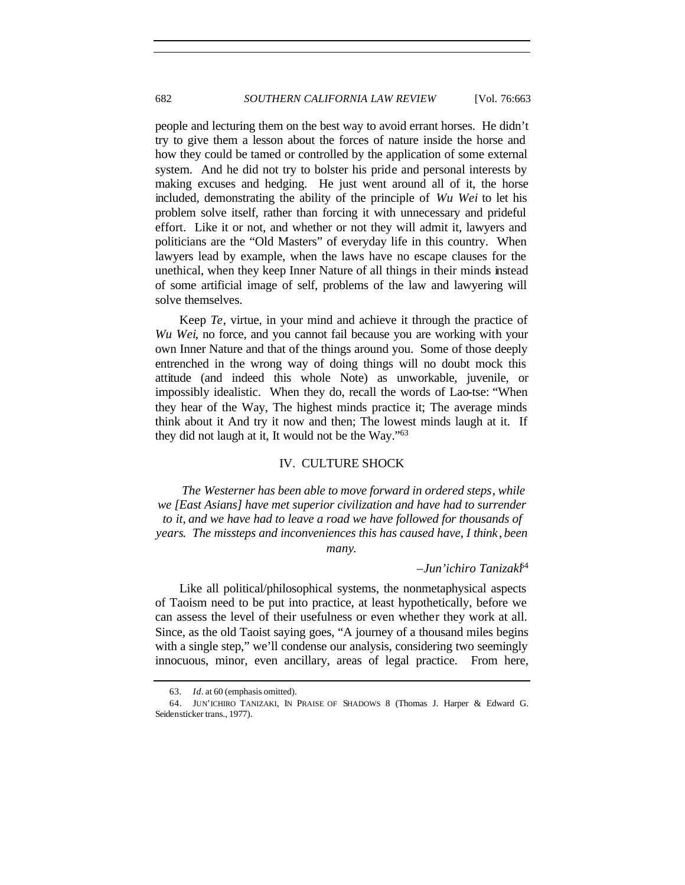people and lecturing them on the best way to avoid errant horses. He didn't try to give them a lesson about the forces of nature inside the horse and how they could be tamed or controlled by the application of some external system. And he did not try to bolster his pride and personal interests by making excuses and hedging. He just went around all of it, the horse included, demonstrating the ability of the principle of *Wu Wei* to let his problem solve itself, rather than forcing it with unnecessary and prideful effort. Like it or not, and whether or not they will admit it, lawyers and politicians are the "Old Masters" of everyday life in this country. When lawyers lead by example, when the laws have no escape clauses for the unethical, when they keep Inner Nature of all things in their minds instead of some artificial image of self, problems of the law and lawyering will solve themselves.

Keep *Te*, virtue, in your mind and achieve it through the practice of *Wu Wei*, no force, and you cannot fail because you are working with your own Inner Nature and that of the things around you. Some of those deeply entrenched in the wrong way of doing things will no doubt mock this attitude (and indeed this whole Note) as unworkable, juvenile, or impossibly idealistic. When they do, recall the words of Lao-tse: "When they hear of the Way, The highest minds practice it; The average minds think about it And try it now and then; The lowest minds laugh at it. If they did not laugh at it, It would not be the Way."[63]

## IV. CULTURE SHOCK

> *The Westerner has been able to move forward in ordered steps, while we [East Asians] have met superior civilization and have had to surrender to it, and we have had to leave a road we have followed for thousands of years. The missteps and inconveniences this has caused have, I think, been many.*
>
> –*Jun'ichiro Tanizaki*[64]

Like all political/philosophical systems, the nonmetaphysical aspects of Taoism need to be put into practice, at least hypothetically, before we can assess the level of their usefulness or even whether they work at all. Since, as the old Taoist saying goes, "A journey of a thousand miles begins with a single step," we'll condense our analysis, considering two seemingly innocuous, minor, even ancillary, areas of legal practice. From here,

---

63. *Id*. at 60 (emphasis omitted).

64. JUN'ICHIRO TANIZAKI, IN PRAISE OF SHADOWS 8 (Thomas J. Harper & Edward G. Seidensticker trans., 1977).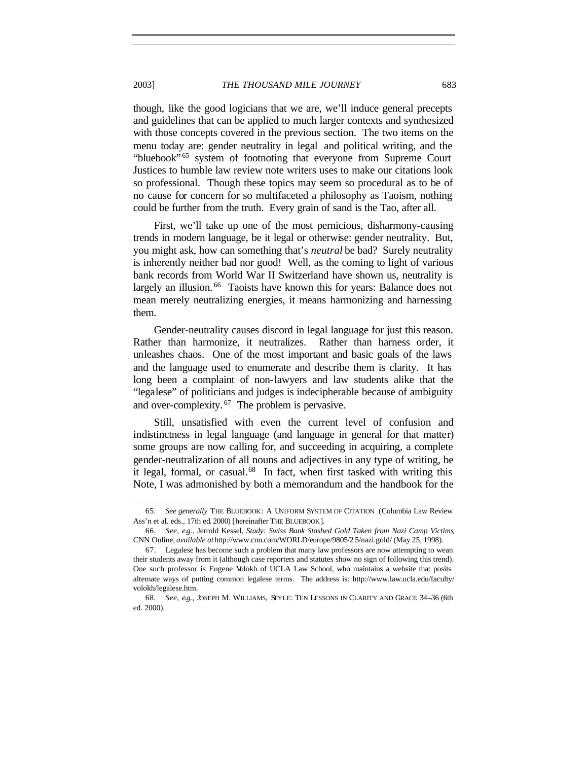though, like the good logicians that we are, we'll induce general precepts and guidelines that can be applied to much larger contexts and synthesized with those concepts covered in the previous section. The two items on the menu today are: gender neutrality in legal and political writing, and the "bluebook"[65] system of footnoting that everyone from Supreme Court Justices to humble law review note writers uses to make our citations look so professional. Though these topics may seem so procedural as to be of no cause for concern for so multifaceted a philosophy as Taoism, nothing could be further from the truth. Every grain of sand is the Tao, after all.

First, we'll take up one of the most pernicious, disharmony-causing trends in modern language, be it legal or otherwise: gender neutrality. But, you might ask, how can something that's *neutral* be bad? Surely neutrality is inherently neither bad nor good! Well, as the coming to light of various bank records from World War II Switzerland have shown us, neutrality is largely an illusion.[66] Taoists have known this for years: Balance does not mean merely neutralizing energies, it means harmonizing and harnessing them.

Gender-neutrality causes discord in legal language for just this reason. Rather than harmonize, it neutralizes. Rather than harness order, it unleashes chaos. One of the most important and basic goals of the laws and the language used to enumerate and describe them is clarity. It has long been a complaint of non-lawyers and law students alike that the "legalese" of politicians and judges is indecipherable because of ambiguity and over-complexity.[67] The problem is pervasive.

Still, unsatisfied with even the current level of confusion and indistinctness in legal language (and language in general for that matter) some groups are now calling for, and succeeding in acquiring, a complete gender-neutralization of all nouns and adjectives in any type of writing, be it legal, formal, or casual.[68] In fact, when first tasked with writing this Note, I was admonished by both a memorandum and the handbook for the

---

65. *See generally* THE BLUEBOOK: A UNIFORM SYSTEM OF CITATION (Columbia Law Review Ass'n et al. eds., 17th ed. 2000) [hereinafter THE BLUEBOOK].

66. *See, e.g.*, Jerrold Kessel, *Study: Swiss Bank Stashed Gold Taken from Nazi Camp Victims*, CNN Online, *available at* http://www.cnn.com/WORLD/europe/9805/25/nazi.gold/ (May 25, 1998).

67. Legalese has become such a problem that many law professors are now attempting to wean their students away from it (although case reporters and statutes show no sign of following this trend). One such professor is Eugene Volokh of UCLA Law School, who maintains a website that posits alternate ways of putting common legalese terms. The address is: http://www.law.ucla.edu/faculty/volokh/legalese.htm.

68. *See, e.g.*, JOSEPH M. WILLIAMS, STYLE: TEN LESSONS IN CLARITY AND GRACE 34–36 (6th ed. 2000).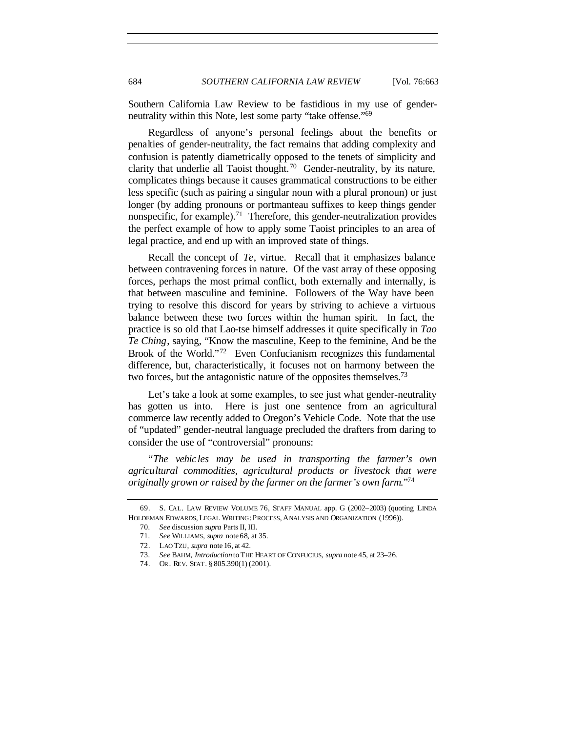Southern California Law Review to be fastidious in my use of gender-neutrality within this Note, lest some party "take offense."[69]

Regardless of anyone's personal feelings about the benefits or penalties of gender-neutrality, the fact remains that adding complexity and confusion is patently diametrically opposed to the tenets of simplicity and clarity that underlie all Taoist thought.[70] Gender-neutrality, by its nature, complicates things because it causes grammatical constructions to be either less specific (such as pairing a singular noun with a plural pronoun) or just longer (by adding pronouns or portmanteau suffixes to keep things gender nonspecific, for example).[71] Therefore, this gender-neutralization provides the perfect example of how to apply some Taoist principles to an area of legal practice, and end up with an improved state of things.

Recall the concept of *Te*, virtue. Recall that it emphasizes balance between contravening forces in nature. Of the vast array of these opposing forces, perhaps the most primal conflict, both externally and internally, is that between masculine and feminine. Followers of the Way have been trying to resolve this discord for years by striving to achieve a virtuous balance between these two forces within the human spirit. In fact, the practice is so old that Lao-tse himself addresses it quite specifically in *Tao Te Ching*, saying, "Know the masculine, Keep to the feminine, And be the Brook of the World."[72] Even Confucianism recognizes this fundamental difference, but, characteristically, it focuses not on harmony between the two forces, but the antagonistic nature of the opposites themselves.[73]

Let's take a look at some examples, to see just what gender-neutrality has gotten us into. Here is just one sentence from an agricultural commerce law recently added to Oregon's Vehicle Code. Note that the use of "updated" gender-neutral language precluded the drafters from daring to consider the use of "controversial" pronouns:

"*The vehicles may be used in transporting the farmer's own agricultural commodities, agricultural products or livestock that were originally grown or raised by the farmer on the farmer's own farm.*"[74]

---

69. S. CAL. LAW REVIEW VOLUME 76, STAFF MANUAL app. G (2002–2003) (quoting LINDA HOLDEMAN EDWARDS, LEGAL WRITING: PROCESS, ANALYSIS AND ORGANIZATION (1996)).

70. *See* discussion *supra* Parts II, III.

71. *See* WILLIAMS, *supra* note 68, at 35.

72. LAO TZU, *supra* note 16, at 42.

73. *See* BAHM, *Introduction* to THE HEART OF CONFUCIUS, *supra* note 45, at 23–26.

74. OR. REV. STAT. § 805.390(1) (2001).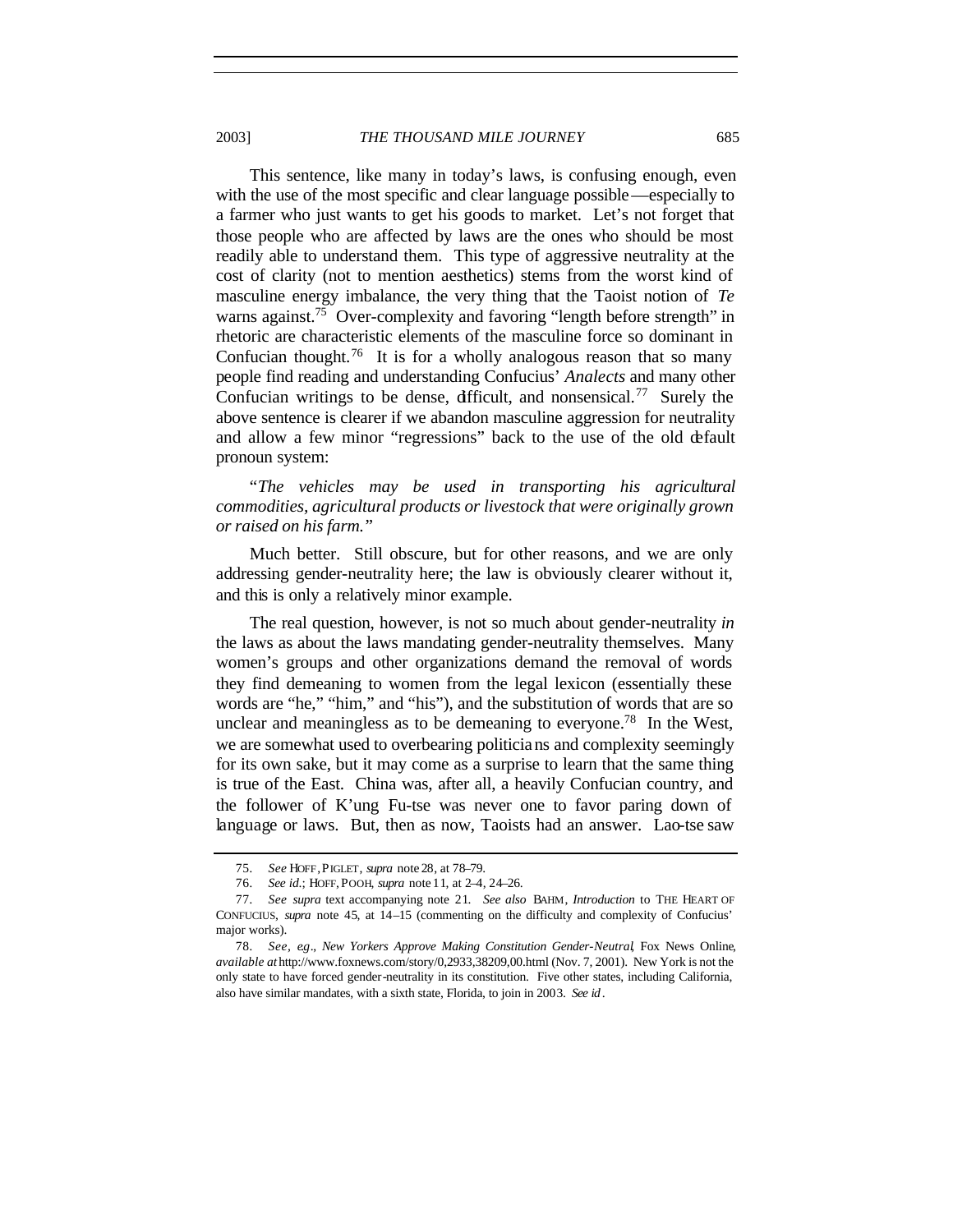This sentence, like many in today's laws, is confusing enough, even with the use of the most specific and clear language possible—especially to a farmer who just wants to get his goods to market. Let's not forget that those people who are affected by laws are the ones who should be most readily able to understand them. This type of aggressive neutrality at the cost of clarity (not to mention aesthetics) stems from the worst kind of masculine energy imbalance, the very thing that the Taoist notion of *Te* warns against.[75] Over-complexity and favoring "length before strength" in rhetoric are characteristic elements of the masculine force so dominant in Confucian thought.[76] It is for a wholly analogous reason that so many people find reading and understanding Confucius' *Analects* and many other Confucian writings to be dense, difficult, and nonsensical.[77] Surely the above sentence is clearer if we abandon masculine aggression for neutrality and allow a few minor "regressions" back to the use of the old default pronoun system:

"*The vehicles may be used in transporting his agricultural commodities, agricultural products or livestock that were originally grown or raised on his farm.*"

Much better. Still obscure, but for other reasons, and we are only addressing gender-neutrality here; the law is obviously clearer without it, and this is only a relatively minor example.

The real question, however, is not so much about gender-neutrality *in* the laws as about the laws mandating gender-neutrality themselves. Many women's groups and other organizations demand the removal of words they find demeaning to women from the legal lexicon (essentially these words are "he," "him," and "his"), and the substitution of words that are so unclear and meaningless as to be demeaning to everyone.[78] In the West, we are somewhat used to overbearing politicians and complexity seemingly for its own sake, but it may come as a surprise to learn that the same thing is true of the East. China was, after all, a heavily Confucian country, and the follower of K'ung Fu-tse was never one to favor paring down of language or laws. But, then as now, Taoists had an answer. Lao-tse saw

---

75. *See* HOFF, PIGLET, *supra* note 28, at 78–79.

76. *See id.*; HOFF, POOH, *supra* note 11, at 2–4, 24–26.

77. *See supra* text accompanying note 21. *See also* BAHM, *Introduction* to THE HEART OF CONFUCIUS, *supra* note 45, at 14–15 (commenting on the difficulty and complexity of Confucius' major works).

78. *See, e.g.*, *New Yorkers Approve Making Constitution Gender-Neutral*, Fox News Online, *available at* http://www.foxnews.com/story/0,2933,38209,00.html (Nov. 7, 2001). New York is not the only state to have forced gender-neutrality in its constitution. Five other states, including California, also have similar mandates, with a sixth state, Florida, to join in 2003. *See id.*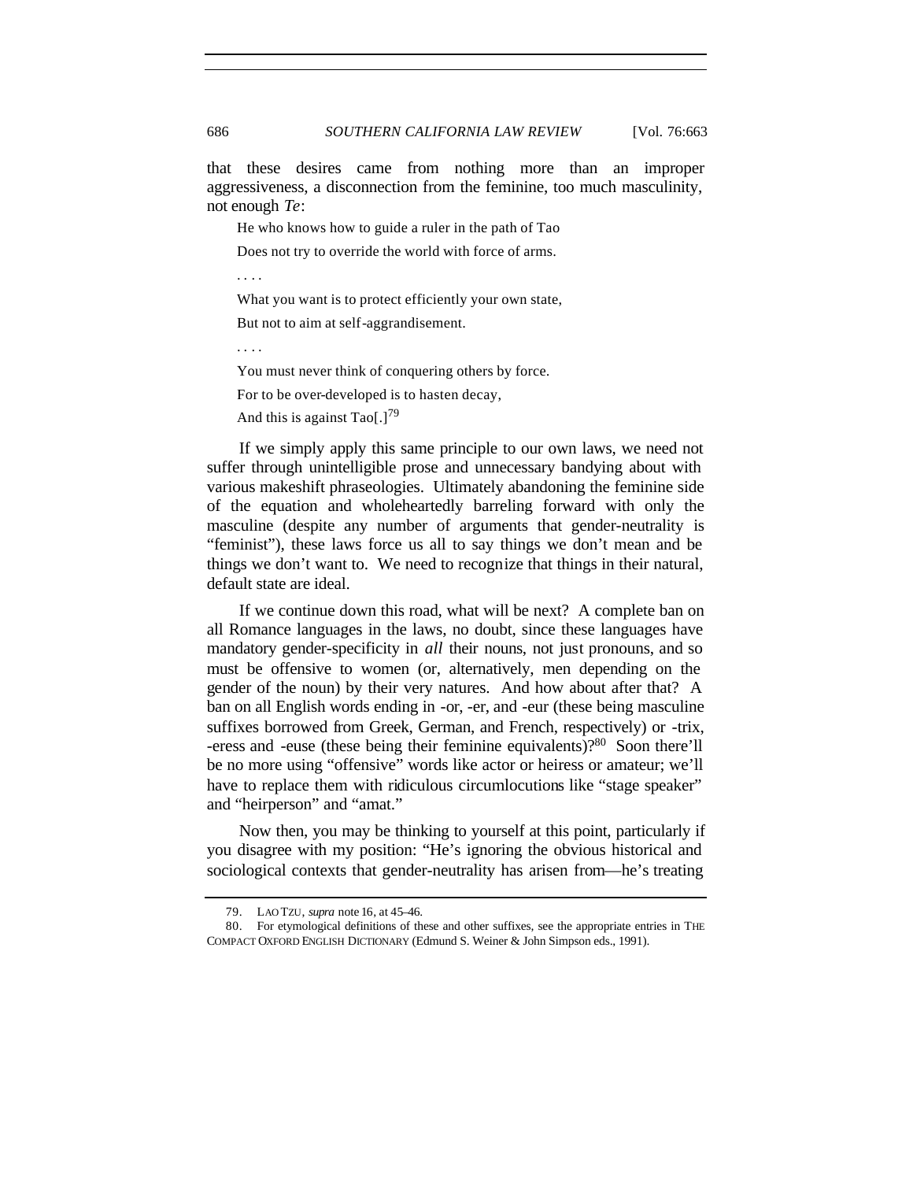that these desires came from nothing more than an improper aggressiveness, a disconnection from the feminine, too much masculinity, not enough *Te*:

> He who knows how to guide a ruler in the path of Tao
>
> Does not try to override the world with force of arms.
>
> . . . .
>
> What you want is to protect efficiently your own state,
>
> But not to aim at self-aggrandisement.
>
> . . . .
>
> You must never think of conquering others by force.
>
> For to be over-developed is to hasten decay,
>
> And this is against Tao[.][79]

If we simply apply this same principle to our own laws, we need not suffer through unintelligible prose and unnecessary bandying about with various makeshift phraseologies. Ultimately abandoning the feminine side of the equation and wholeheartedly barreling forward with only the masculine (despite any number of arguments that gender-neutrality is "feminist"), these laws force us all to say things we don't mean and be things we don't want to. We need to recognize that things in their natural, default state are ideal.

If we continue down this road, what will be next? A complete ban on all Romance languages in the laws, no doubt, since these languages have mandatory gender-specificity in *all* their nouns, not just pronouns, and so must be offensive to women (or, alternatively, men depending on the gender of the noun) by their very natures. And how about after that? A ban on all English words ending in -or, -er, and -eur (these being masculine suffixes borrowed from Greek, German, and French, respectively) or -trix, -eress and -euse (these being their feminine equivalents)?[80] Soon there'll be no more using "offensive" words like actor or heiress or amateur; we'll have to replace them with ridiculous circumlocutions like "stage speaker" and "heirperson" and "amat."

Now then, you may be thinking to yourself at this point, particularly if you disagree with my position: "He's ignoring the obvious historical and sociological contexts that gender-neutrality has arisen from—he's treating

---

79. LAO TZU, *supra* note 16, at 45–46.

80. For etymological definitions of these and other suffixes, see the appropriate entries in THE COMPACT OXFORD ENGLISH DICTIONARY (Edmund S. Weiner & John Simpson eds., 1991).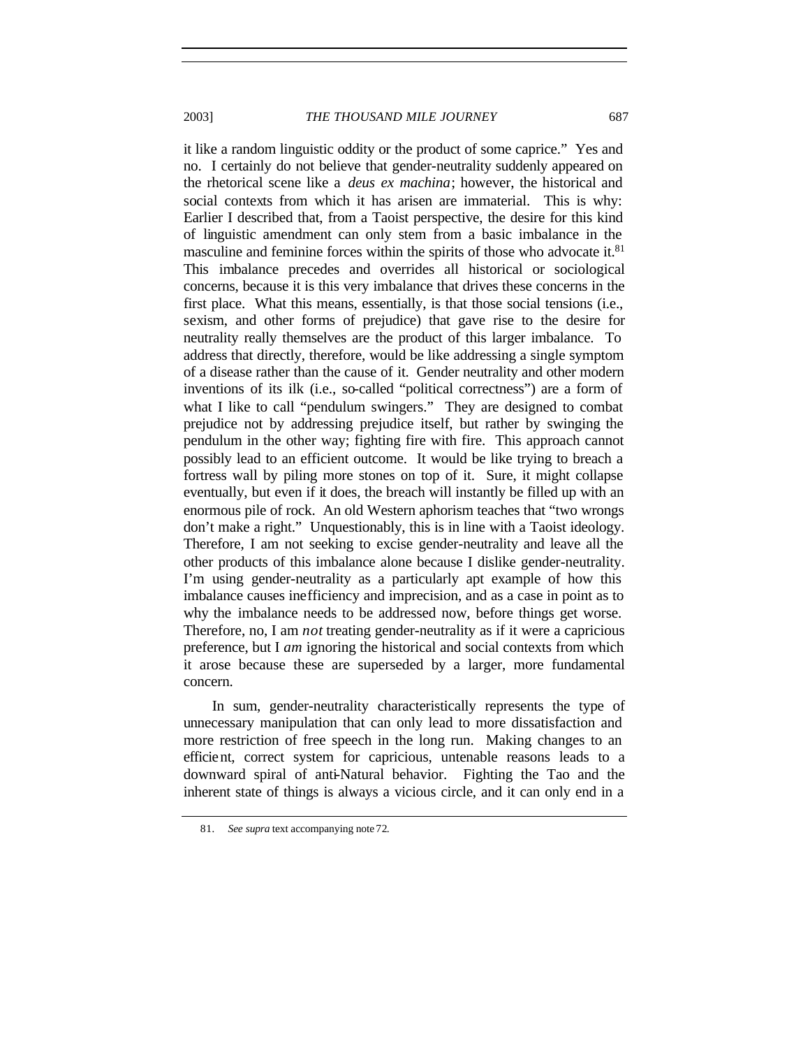it like a random linguistic oddity or the product of some caprice." Yes and no. I certainly do not believe that gender-neutrality suddenly appeared on the rhetorical scene like a *deus ex machina*; however, the historical and social contexts from which it has arisen are immaterial. This is why: Earlier I described that, from a Taoist perspective, the desire for this kind of linguistic amendment can only stem from a basic imbalance in the masculine and feminine forces within the spirits of those who advocate it.[81] This imbalance precedes and overrides all historical or sociological concerns, because it is this very imbalance that drives these concerns in the first place. What this means, essentially, is that those social tensions (i.e., sexism, and other forms of prejudice) that gave rise to the desire for neutrality really themselves are the product of this larger imbalance. To address that directly, therefore, would be like addressing a single symptom of a disease rather than the cause of it. Gender neutrality and other modern inventions of its ilk (i.e., so-called "political correctness") are a form of what I like to call "pendulum swingers." They are designed to combat prejudice not by addressing prejudice itself, but rather by swinging the pendulum in the other way; fighting fire with fire. This approach cannot possibly lead to an efficient outcome. It would be like trying to breach a fortress wall by piling more stones on top of it. Sure, it might collapse eventually, but even if it does, the breach will instantly be filled up with an enormous pile of rock. An old Western aphorism teaches that "two wrongs don't make a right." Unquestionably, this is in line with a Taoist ideology. Therefore, I am not seeking to excise gender-neutrality and leave all the other products of this imbalance alone because I dislike gender-neutrality. I'm using gender-neutrality as a particularly apt example of how this imbalance causes inefficiency and imprecision, and as a case in point as to why the imbalance needs to be addressed now, before things get worse. Therefore, no, I am *not* treating gender-neutrality as if it were a capricious preference, but I *am* ignoring the historical and social contexts from which it arose because these are superseded by a larger, more fundamental concern.

In sum, gender-neutrality characteristically represents the type of unnecessary manipulation that can only lead to more dissatisfaction and more restriction of free speech in the long run. Making changes to an efficient, correct system for capricious, untenable reasons leads to a downward spiral of anti-Natural behavior. Fighting the Tao and the inherent state of things is always a vicious circle, and it can only end in a

81. *See supra* text accompanying note 72.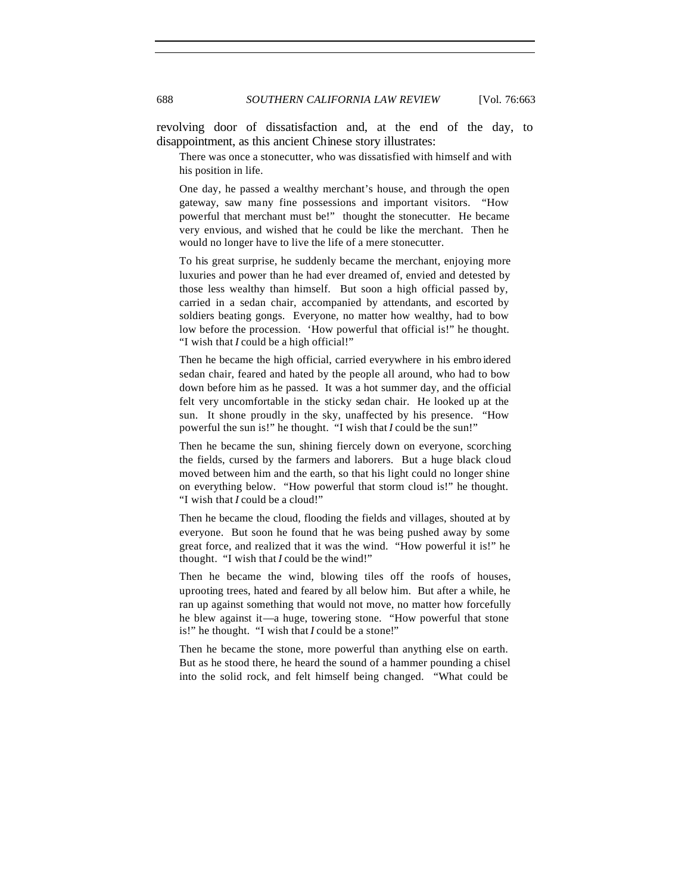revolving door of dissatisfaction and, at the end of the day, to disappointment, as this ancient Chinese story illustrates:

> There was once a stonecutter, who was dissatisfied with himself and with his position in life.
>
> One day, he passed a wealthy merchant's house, and through the open gateway, saw many fine possessions and important visitors. "How powerful that merchant must be!" thought the stonecutter. He became very envious, and wished that he could be like the merchant. Then he would no longer have to live the life of a mere stonecutter.
>
> To his great surprise, he suddenly became the merchant, enjoying more luxuries and power than he had ever dreamed of, envied and detested by those less wealthy than himself. But soon a high official passed by, carried in a sedan chair, accompanied by attendants, and escorted by soldiers beating gongs. Everyone, no matter how wealthy, had to bow low before the procession. 'How powerful that official is!" he thought. "I wish that *I* could be a high official!"
>
> Then he became the high official, carried everywhere in his embroidered sedan chair, feared and hated by the people all around, who had to bow down before him as he passed. It was a hot summer day, and the official felt very uncomfortable in the sticky sedan chair. He looked up at the sun. It shone proudly in the sky, unaffected by his presence. "How powerful the sun is!" he thought. "I wish that *I* could be the sun!"
>
> Then he became the sun, shining fiercely down on everyone, scorching the fields, cursed by the farmers and laborers. But a huge black cloud moved between him and the earth, so that his light could no longer shine on everything below. "How powerful that storm cloud is!" he thought. "I wish that *I* could be a cloud!"
>
> Then he became the cloud, flooding the fields and villages, shouted at by everyone. But soon he found that he was being pushed away by some great force, and realized that it was the wind. "How powerful it is!" he thought. "I wish that *I* could be the wind!"
>
> Then he became the wind, blowing tiles off the roofs of houses, uprooting trees, hated and feared by all below him. But after a while, he ran up against something that would not move, no matter how forcefully he blew against it—a huge, towering stone. "How powerful that stone is!" he thought. "I wish that *I* could be a stone!"
>
> Then he became the stone, more powerful than anything else on earth. But as he stood there, he heard the sound of a hammer pounding a chisel into the solid rock, and felt himself being changed. "What could be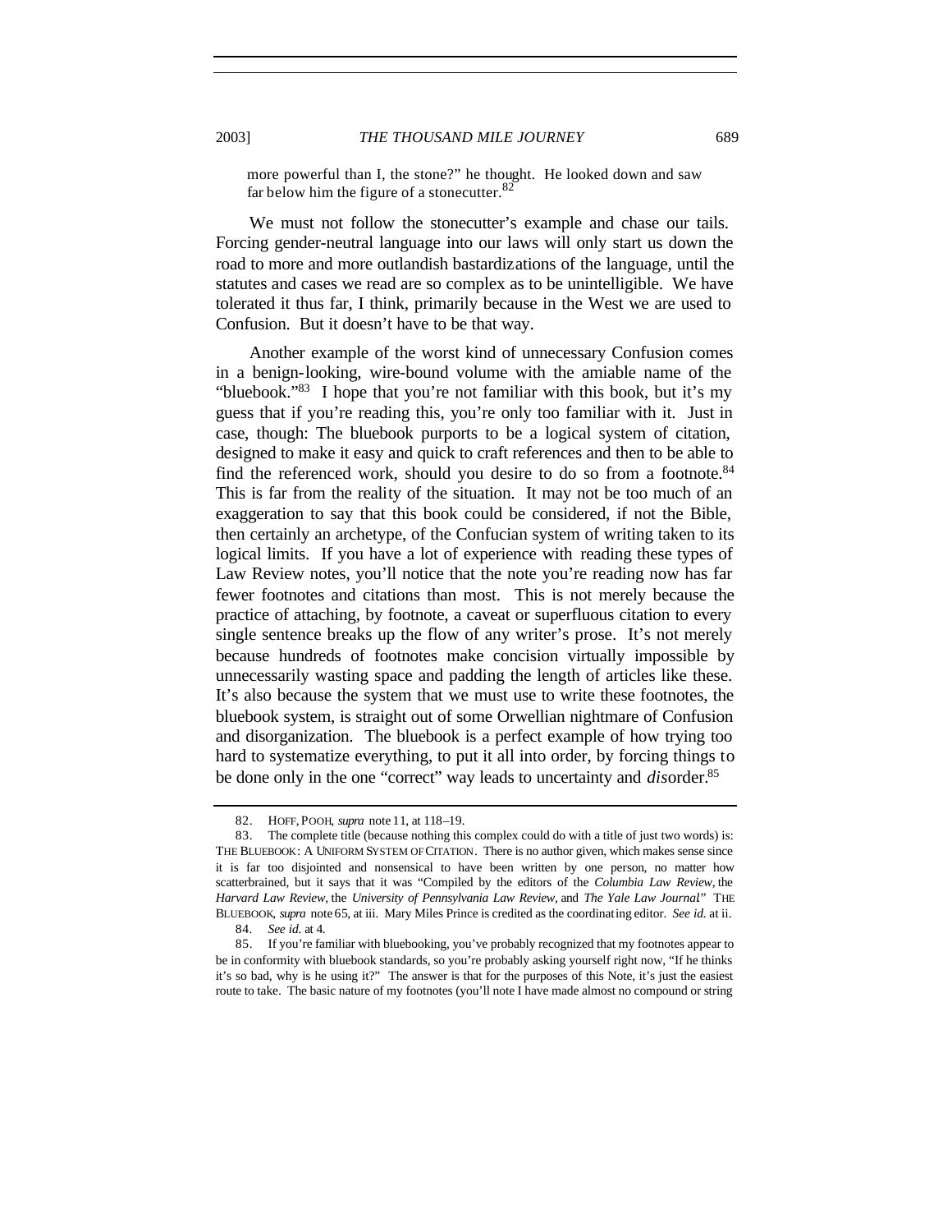more powerful than I, the stone?" he thought. He looked down and saw far below him the figure of a stonecutter.[82]

We must not follow the stonecutter's example and chase our tails. Forcing gender-neutral language into our laws will only start us down the road to more and more outlandish bastardizations of the language, until the statutes and cases we read are so complex as to be unintelligible. We have tolerated it thus far, I think, primarily because in the West we are used to Confusion. But it doesn't have to be that way.

Another example of the worst kind of unnecessary Confusion comes in a benign-looking, wire-bound volume with the amiable name of the "bluebook."[83] I hope that you're not familiar with this book, but it's my guess that if you're reading this, you're only too familiar with it. Just in case, though: The bluebook purports to be a logical system of citation, designed to make it easy and quick to craft references and then to be able to find the referenced work, should you desire to do so from a footnote.[84] This is far from the reality of the situation. It may not be too much of an exaggeration to say that this book could be considered, if not the Bible, then certainly an archetype, of the Confucian system of writing taken to its logical limits. If you have a lot of experience with reading these types of Law Review notes, you'll notice that the note you're reading now has far fewer footnotes and citations than most. This is not merely because the practice of attaching, by footnote, a caveat or superfluous citation to every single sentence breaks up the flow of any writer's prose. It's not merely because hundreds of footnotes make concision virtually impossible by unnecessarily wasting space and padding the length of articles like these. It's also because the system that we must use to write these footnotes, the bluebook system, is straight out of some Orwellian nightmare of Confusion and disorganization. The bluebook is a perfect example of how trying too hard to systematize everything, to put it all into order, by forcing things to be done only in the one "correct" way leads to uncertainty and *dis*order.[85]

---

82. HOFF, POOH, *supra* note 11, at 118–19.

83. The complete title (because nothing this complex could do with a title of just two words) is: THE BLUEBOOK: A UNIFORM SYSTEM OF CITATION. There is no author given, which makes sense since it is far too disjointed and nonsensical to have been written by one person, no matter how scatterbrained, but it says that it was "Compiled by the editors of the *Columbia Law Review*, the *Harvard Law Review*, the *University of Pennsylvania Law Review*, and *The Yale Law Journal*." THE BLUEBOOK, *supra* note 65, at iii. Mary Miles Prince is credited as the coordinating editor. *See id.* at ii.

84. *See id.* at 4.

85. If you're familiar with bluebooking, you've probably recognized that my footnotes appear to be in conformity with bluebook standards, so you're probably asking yourself right now, "If he thinks it's so bad, why is he using it?" The answer is that for the purposes of this Note, it's just the easiest route to take. The basic nature of my footnotes (you'll note I have made almost no compound or string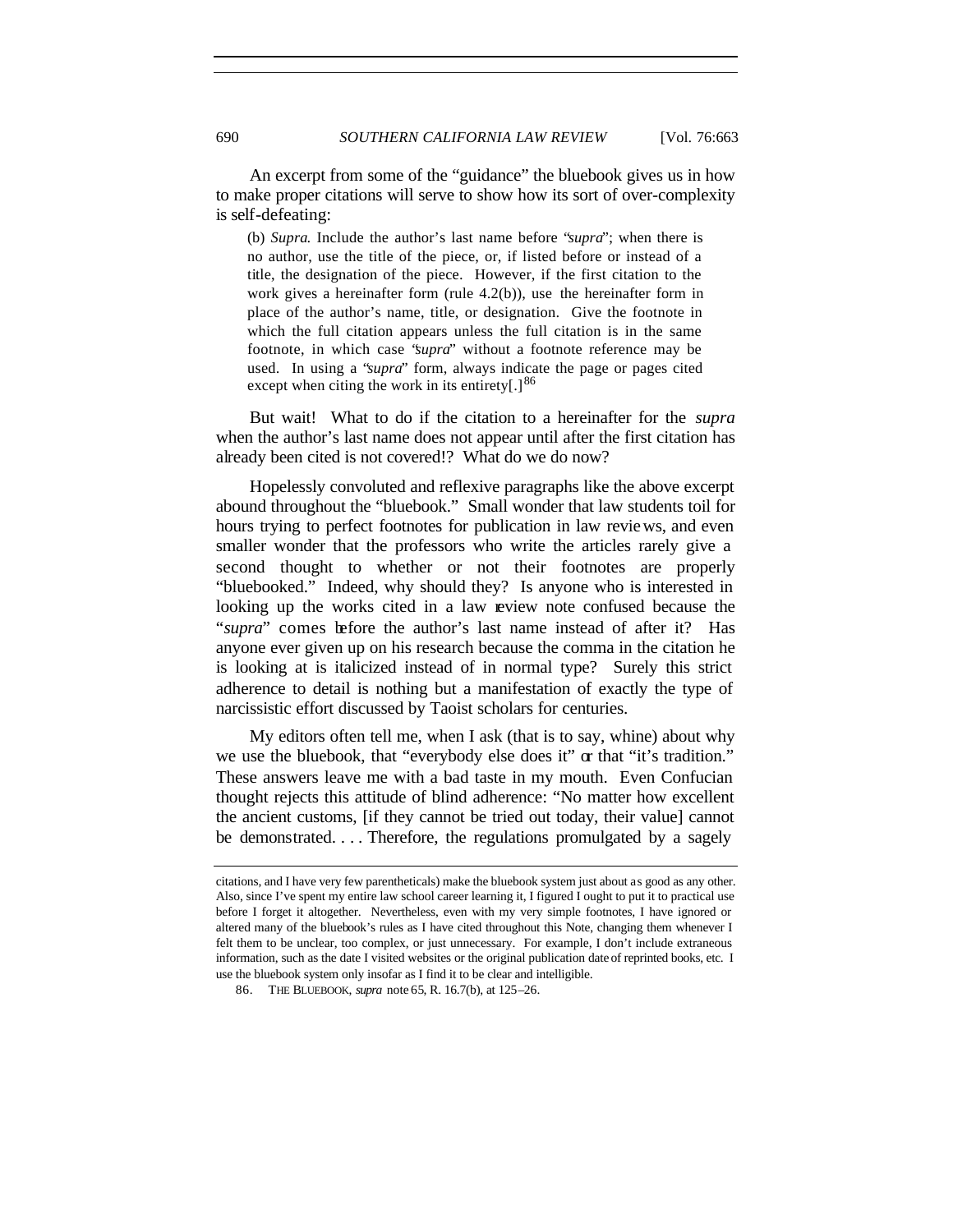An excerpt from some of the "guidance" the bluebook gives us in how to make proper citations will serve to show how its sort of over-complexity is self-defeating:

> (b) *Supra*. Include the author's last name before "*supra*"; when there is no author, use the title of the piece, or, if listed before or instead of a title, the designation of the piece. However, if the first citation to the work gives a hereinafter form (rule 4.2(b)), use the hereinafter form in place of the author's name, title, or designation. Give the footnote in which the full citation appears unless the full citation is in the same footnote, in which case "*supra*" without a footnote reference may be used. In using a "*supra*" form, always indicate the page or pages cited except when citing the work in its entirety[.][86]

But wait! What to do if the citation to a hereinafter for the *supra* when the author's last name does not appear until after the first citation has already been cited is not covered!? What do we do now?

Hopelessly convoluted and reflexive paragraphs like the above excerpt abound throughout the "bluebook." Small wonder that law students toil for hours trying to perfect footnotes for publication in law reviews, and even smaller wonder that the professors who write the articles rarely give a second thought to whether or not their footnotes are properly "bluebooked." Indeed, why should they? Is anyone who is interested in looking up the works cited in a law review note confused because the "*supra*" comes before the author's last name instead of after it? Has anyone ever given up on his research because the comma in the citation he is looking at is italicized instead of in normal type? Surely this strict adherence to detail is nothing but a manifestation of exactly the type of narcissistic effort discussed by Taoist scholars for centuries.

My editors often tell me, when I ask (that is to say, whine) about why we use the bluebook, that "everybody else does it" or that "it's tradition." These answers leave me with a bad taste in my mouth. Even Confucian thought rejects this attitude of blind adherence: "No matter how excellent the ancient customs, [if they cannot be tried out today, their value] cannot be demonstrated. . . . Therefore, the regulations promulgated by a sagely

---

citations, and I have very few parentheticals) make the bluebook system just about as good as any other. Also, since I've spent my entire law school career learning it, I figured I ought to put it to practical use before I forget it altogether. Nevertheless, even with my very simple footnotes, I have ignored or altered many of the bluebook's rules as I have cited throughout this Note, changing them whenever I felt them to be unclear, too complex, or just unnecessary. For example, I don't include extraneous information, such as the date I visited websites or the original publication date of reprinted books, etc. I use the bluebook system only insofar as I find it to be clear and intelligible.

86. THE BLUEBOOK, *supra* note 65, R. 16.7(b), at 125–26.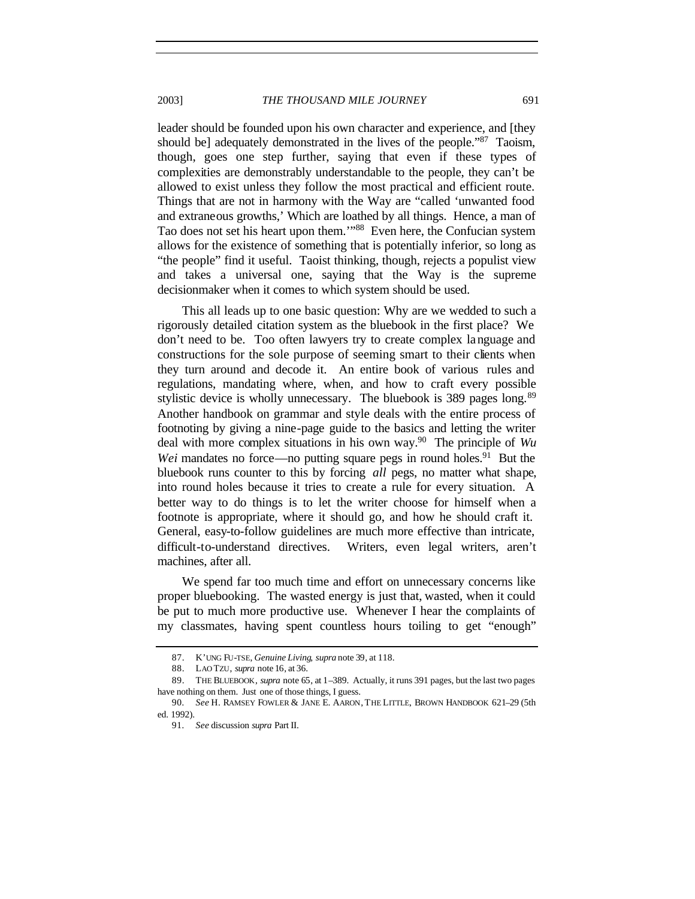leader should be founded upon his own character and experience, and [they should be] adequately demonstrated in the lives of the people."[87] Taoism, though, goes one step further, saying that even if these types of complexities are demonstrably understandable to the people, they can't be allowed to exist unless they follow the most practical and efficient route. Things that are not in harmony with the Way are "called 'unwanted food and extraneous growths,' Which are loathed by all things. Hence, a man of Tao does not set his heart upon them.'"[88] Even here, the Confucian system allows for the existence of something that is potentially inferior, so long as "the people" find it useful. Taoist thinking, though, rejects a populist view and takes a universal one, saying that the Way is the supreme decisionmaker when it comes to which system should be used.

This all leads up to one basic question: Why are we wedded to such a rigorously detailed citation system as the bluebook in the first place? We don't need to be. Too often lawyers try to create complex language and constructions for the sole purpose of seeming smart to their clients when they turn around and decode it. An entire book of various rules and regulations, mandating where, when, and how to craft every possible stylistic device is wholly unnecessary. The bluebook is 389 pages long.[89] Another handbook on grammar and style deals with the entire process of footnoting by giving a nine-page guide to the basics and letting the writer deal with more complex situations in his own way.[90] The principle of *Wu Wei* mandates no force—no putting square pegs in round holes.[91] But the bluebook runs counter to this by forcing *all* pegs, no matter what shape, into round holes because it tries to create a rule for every situation. A better way to do things is to let the writer choose for himself when a footnote is appropriate, where it should go, and how he should craft it. General, easy-to-follow guidelines are much more effective than intricate, difficult-to-understand directives. Writers, even legal writers, aren't machines, after all.

We spend far too much time and effort on unnecessary concerns like proper bluebooking. The wasted energy is just that, wasted, when it could be put to much more productive use. Whenever I hear the complaints of my classmates, having spent countless hours toiling to get "enough"

---

87. K'UNG FU-TSE, *Genuine Living*, *supra* note 39, at 118.

88. LAO TZU, *supra* note 16, at 36.

89. THE BLUEBOOK, *supra* note 65, at 1–389. Actually, it runs 391 pages, but the last two pages have nothing on them. Just one of those things, I guess.

90. *See* H. RAMSEY FOWLER & JANE E. AARON, THE LITTLE, BROWN HANDBOOK 621–29 (5th ed. 1992).

91. *See* discussion *supra* Part II.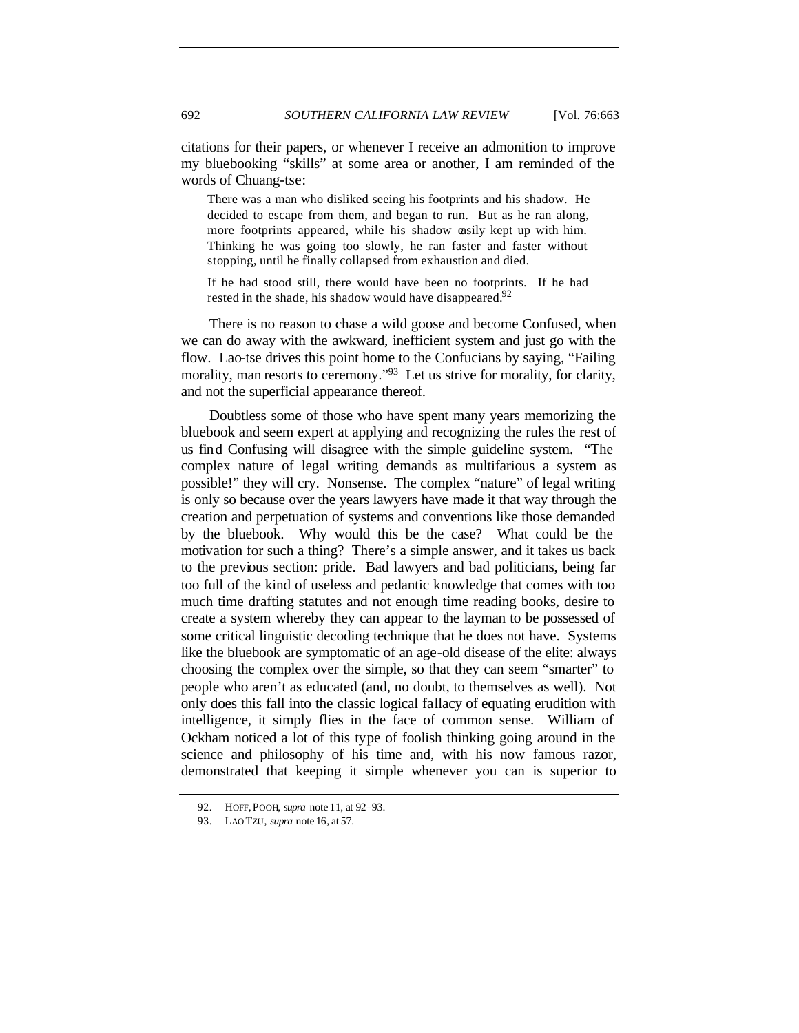citations for their papers, or whenever I receive an admonition to improve my bluebooking "skills" at some area or another, I am reminded of the words of Chuang-tse:

> There was a man who disliked seeing his footprints and his shadow. He decided to escape from them, and began to run. But as he ran along, more footprints appeared, while his shadow easily kept up with him. Thinking he was going too slowly, he ran faster and faster without stopping, until he finally collapsed from exhaustion and died.
>
> If he had stood still, there would have been no footprints. If he had rested in the shade, his shadow would have disappeared.[92]

There is no reason to chase a wild goose and become Confused, when we can do away with the awkward, inefficient system and just go with the flow. Lao-tse drives this point home to the Confucians by saying, "Failing morality, man resorts to ceremony."[93] Let us strive for morality, for clarity, and not the superficial appearance thereof.

Doubtless some of those who have spent many years memorizing the bluebook and seem expert at applying and recognizing the rules the rest of us find Confusing will disagree with the simple guideline system. "The complex nature of legal writing demands as multifarious a system as possible!" they will cry. Nonsense. The complex "nature" of legal writing is only so because over the years lawyers have made it that way through the creation and perpetuation of systems and conventions like those demanded by the bluebook. Why would this be the case? What could be the motivation for such a thing? There's a simple answer, and it takes us back to the previous section: pride. Bad lawyers and bad politicians, being far too full of the kind of useless and pedantic knowledge that comes with too much time drafting statutes and not enough time reading books, desire to create a system whereby they can appear to the layman to be possessed of some critical linguistic decoding technique that he does not have. Systems like the bluebook are symptomatic of an age-old disease of the elite: always choosing the complex over the simple, so that they can seem "smarter" to people who aren't as educated (and, no doubt, to themselves as well). Not only does this fall into the classic logical fallacy of equating erudition with intelligence, it simply flies in the face of common sense. William of Ockham noticed a lot of this type of foolish thinking going around in the science and philosophy of his time and, with his now famous razor, demonstrated that keeping it simple whenever you can is superior to

---

92. HOFF, POOH, *supra* note 11, at 92–93.

93. LAO TZU, *supra* note 16, at 57.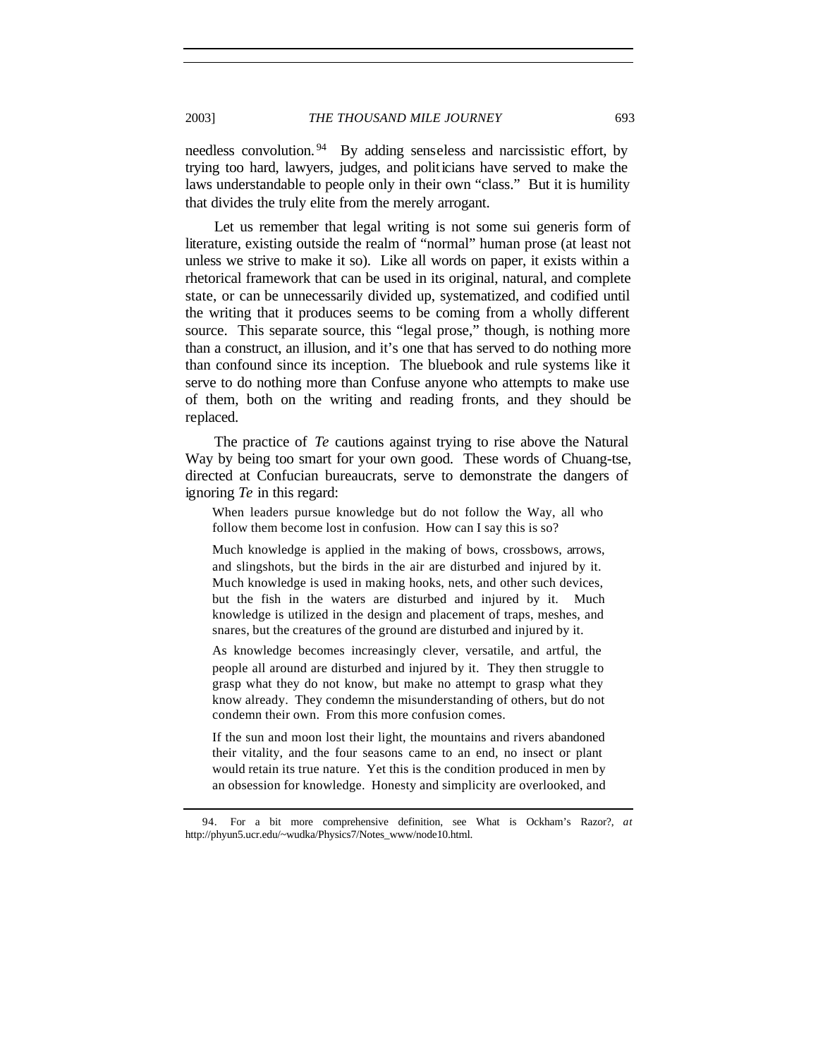needless convolution.[94] By adding senseless and narcissistic effort, by trying too hard, lawyers, judges, and politicians have served to make the laws understandable to people only in their own "class." But it is humility that divides the truly elite from the merely arrogant.

Let us remember that legal writing is not some sui generis form of literature, existing outside the realm of "normal" human prose (at least not unless we strive to make it so). Like all words on paper, it exists within a rhetorical framework that can be used in its original, natural, and complete state, or can be unnecessarily divided up, systematized, and codified until the writing that it produces seems to be coming from a wholly different source. This separate source, this "legal prose," though, is nothing more than a construct, an illusion, and it's one that has served to do nothing more than confound since its inception. The bluebook and rule systems like it serve to do nothing more than Confuse anyone who attempts to make use of them, both on the writing and reading fronts, and they should be replaced.

The practice of *Te* cautions against trying to rise above the Natural Way by being too smart for your own good. These words of Chuang-tse, directed at Confucian bureaucrats, serve to demonstrate the dangers of ignoring *Te* in this regard:

> When leaders pursue knowledge but do not follow the Way, all who follow them become lost in confusion. How can I say this is so?
>
> Much knowledge is applied in the making of bows, crossbows, arrows, and slingshots, but the birds in the air are disturbed and injured by it. Much knowledge is used in making hooks, nets, and other such devices, but the fish in the waters are disturbed and injured by it. Much knowledge is utilized in the design and placement of traps, meshes, and snares, but the creatures of the ground are disturbed and injured by it.
>
> As knowledge becomes increasingly clever, versatile, and artful, the people all around are disturbed and injured by it. They then struggle to grasp what they do not know, but make no attempt to grasp what they know already. They condemn the misunderstanding of others, but do not condemn their own. From this more confusion comes.
>
> If the sun and moon lost their light, the mountains and rivers abandoned their vitality, and the four seasons came to an end, no insect or plant would retain its true nature. Yet this is the condition produced in men by an obsession for knowledge. Honesty and simplicity are overlooked, and

94. For a bit more comprehensive definition, see What is Ockham's Razor?, *at* http://phyun5.ucr.edu/~wudka/Physics7/Notes_www/node10.html.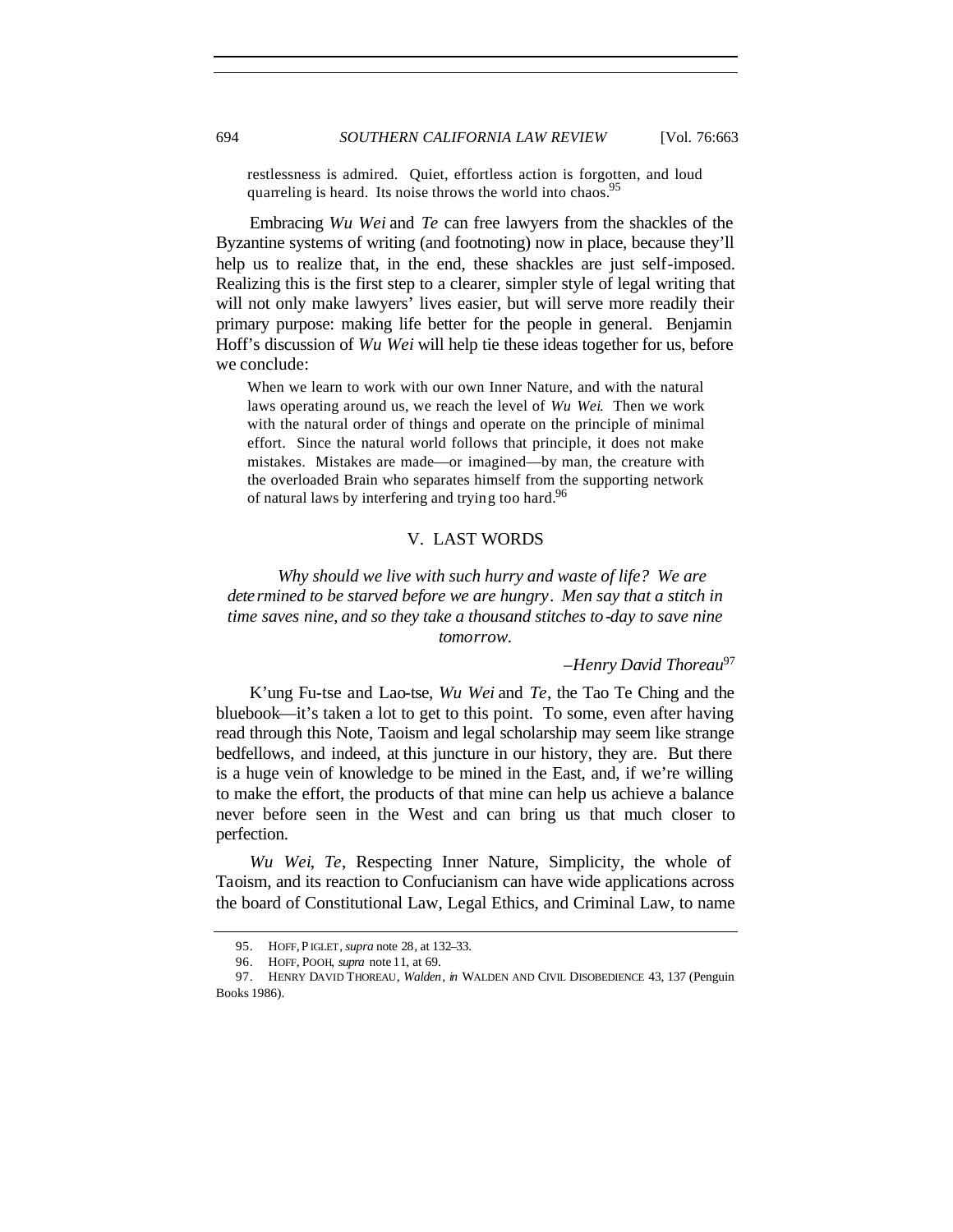> restlessness is admired. Quiet, effortless action is forgotten, and loud quarreling is heard. Its noise throws the world into chaos.[95]

Embracing *Wu Wei* and *Te* can free lawyers from the shackles of the Byzantine systems of writing (and footnoting) now in place, because they'll help us to realize that, in the end, these shackles are just self-imposed. Realizing this is the first step to a clearer, simpler style of legal writing that will not only make lawyers' lives easier, but will serve more readily their primary purpose: making life better for the people in general. Benjamin Hoff's discussion of *Wu Wei* will help tie these ideas together for us, before we conclude:

> When we learn to work with our own Inner Nature, and with the natural laws operating around us, we reach the level of *Wu Wei*. Then we work with the natural order of things and operate on the principle of minimal effort. Since the natural world follows that principle, it does not make mistakes. Mistakes are made—or imagined—by man, the creature with the overloaded Brain who separates himself from the supporting network of natural laws by interfering and trying too hard.[96]

## V. LAST WORDS

*Why should we live with such hurry and waste of life? We are determined to be starved before we are hungry. Men say that a stitch in time saves nine, and so they take a thousand stitches to-day to save nine tomorrow.*

*–Henry David Thoreau*[97]

K'ung Fu-tse and Lao-tse, *Wu Wei* and *Te*, the Tao Te Ching and the bluebook—it's taken a lot to get to this point. To some, even after having read through this Note, Taoism and legal scholarship may seem like strange bedfellows, and indeed, at this juncture in our history, they are. But there is a huge vein of knowledge to be mined in the East, and, if we're willing to make the effort, the products of that mine can help us achieve a balance never before seen in the West and can bring us that much closer to perfection.

*Wu Wei*, *Te*, Respecting Inner Nature, Simplicity, the whole of Taoism, and its reaction to Confucianism can have wide applications across the board of Constitutional Law, Legal Ethics, and Criminal Law, to name

---

95. HOFF, PIGLET, *supra* note 28, at 132–33.

96. HOFF, POOH, *supra* note 11, at 69.

97. HENRY DAVID THOREAU, *Walden*, *in* WALDEN AND CIVIL DISOBEDIENCE 43, 137 (Penguin Books 1986).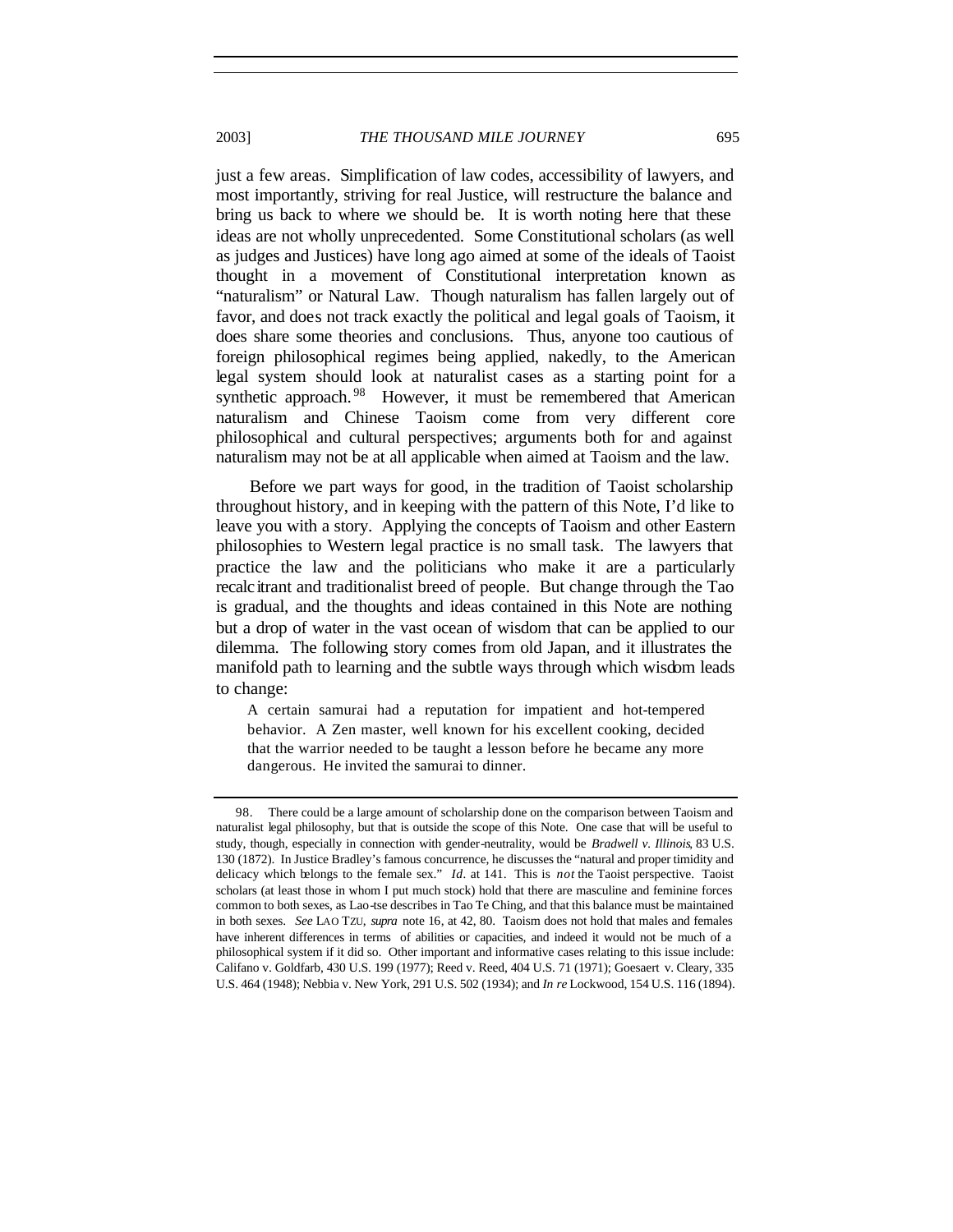just a few areas. Simplification of law codes, accessibility of lawyers, and most importantly, striving for real Justice, will restructure the balance and bring us back to where we should be. It is worth noting here that these ideas are not wholly unprecedented. Some Constitutional scholars (as well as judges and Justices) have long ago aimed at some of the ideals of Taoist thought in a movement of Constitutional interpretation known as "naturalism" or Natural Law. Though naturalism has fallen largely out of favor, and does not track exactly the political and legal goals of Taoism, it does share some theories and conclusions. Thus, anyone too cautious of foreign philosophical regimes being applied, nakedly, to the American legal system should look at naturalist cases as a starting point for a synthetic approach.[98] However, it must be remembered that American naturalism and Chinese Taoism come from very different core philosophical and cultural perspectives; arguments both for and against naturalism may not be at all applicable when aimed at Taoism and the law.

Before we part ways for good, in the tradition of Taoist scholarship throughout history, and in keeping with the pattern of this Note, I'd like to leave you with a story. Applying the concepts of Taoism and other Eastern philosophies to Western legal practice is no small task. The lawyers that practice the law and the politicians who make it are a particularly recalcitrant and traditionalist breed of people. But change through the Tao is gradual, and the thoughts and ideas contained in this Note are nothing but a drop of water in the vast ocean of wisdom that can be applied to our dilemma. The following story comes from old Japan, and it illustrates the manifold path to learning and the subtle ways through which wisdom leads to change:

> A certain samurai had a reputation for impatient and hot-tempered behavior. A Zen master, well known for his excellent cooking, decided that the warrior needed to be taught a lesson before he became any more dangerous. He invited the samurai to dinner.

---

98. There could be a large amount of scholarship done on the comparison between Taoism and naturalist legal philosophy, but that is outside the scope of this Note. One case that will be useful to study, though, especially in connection with gender-neutrality, would be *Bradwell v. Illinois*, 83 U.S. 130 (1872). In Justice Bradley's famous concurrence, he discusses the "natural and proper timidity and delicacy which belongs to the female sex." *Id.* at 141. This is *not* the Taoist perspective. Taoist scholars (at least those in whom I put much stock) hold that there are masculine and feminine forces common to both sexes, as Lao-tse describes in Tao Te Ching, and that this balance must be maintained in both sexes. *See* LAO TZU, *supra* note 16, at 42, 80. Taoism does not hold that males and females have inherent differences in terms of abilities or capacities, and indeed it would not be much of a philosophical system if it did so. Other important and informative cases relating to this issue include: Califano v. Goldfarb, 430 U.S. 199 (1977); Reed v. Reed, 404 U.S. 71 (1971); Goesaert v. Cleary, 335 U.S. 464 (1948); Nebbia v. New York, 291 U.S. 502 (1934); and *In re* Lockwood, 154 U.S. 116 (1894).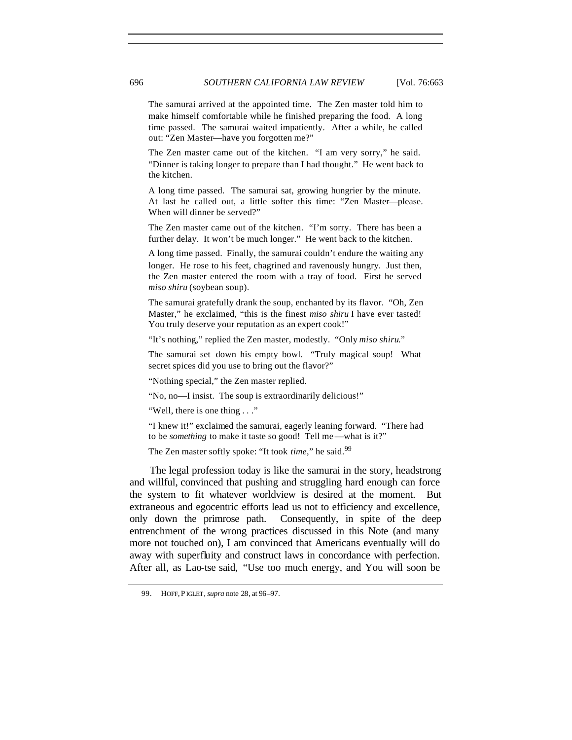> The samurai arrived at the appointed time. The Zen master told him to make himself comfortable while he finished preparing the food. A long time passed. The samurai waited impatiently. After a while, he called out: "Zen Master—have you forgotten me?"
>
> The Zen master came out of the kitchen. "I am very sorry," he said. "Dinner is taking longer to prepare than I had thought." He went back to the kitchen.
>
> A long time passed. The samurai sat, growing hungrier by the minute. At last he called out, a little softer this time: "Zen Master—please. When will dinner be served?"
>
> The Zen master came out of the kitchen. "I'm sorry. There has been a further delay. It won't be much longer." He went back to the kitchen.
>
> A long time passed. Finally, the samurai couldn't endure the waiting any longer. He rose to his feet, chagrined and ravenously hungry. Just then, the Zen master entered the room with a tray of food. First he served *miso shiru* (soybean soup).
>
> The samurai gratefully drank the soup, enchanted by its flavor. "Oh, Zen Master," he exclaimed, "this is the finest *miso shiru* I have ever tasted! You truly deserve your reputation as an expert cook!"
>
> "It's nothing," replied the Zen master, modestly. "Only *miso shiru*."
>
> The samurai set down his empty bowl. "Truly magical soup! What secret spices did you use to bring out the flavor?"
>
> "Nothing special," the Zen master replied.
>
> "No, no—I insist. The soup is extraordinarily delicious!"
>
> "Well, there is one thing . . ."
>
> "I knew it!" exclaimed the samurai, eagerly leaning forward. "There had to be *something* to make it taste so good! Tell me—what is it?"
>
> The Zen master softly spoke: "It took *time*," he said.[99]

The legal profession today is like the samurai in the story, headstrong and willful, convinced that pushing and struggling hard enough can force the system to fit whatever worldview is desired at the moment. But extraneous and egocentric efforts lead us not to efficiency and excellence, only down the primrose path. Consequently, in spite of the deep entrenchment of the wrong practices discussed in this Note (and many more not touched on), I am convinced that Americans eventually will do away with superfluity and construct laws in concordance with perfection. After all, as Lao-tse said, "Use too much energy, and You will soon be

---

99. HOFF, PIGLET, *supra* note 28, at 96–97.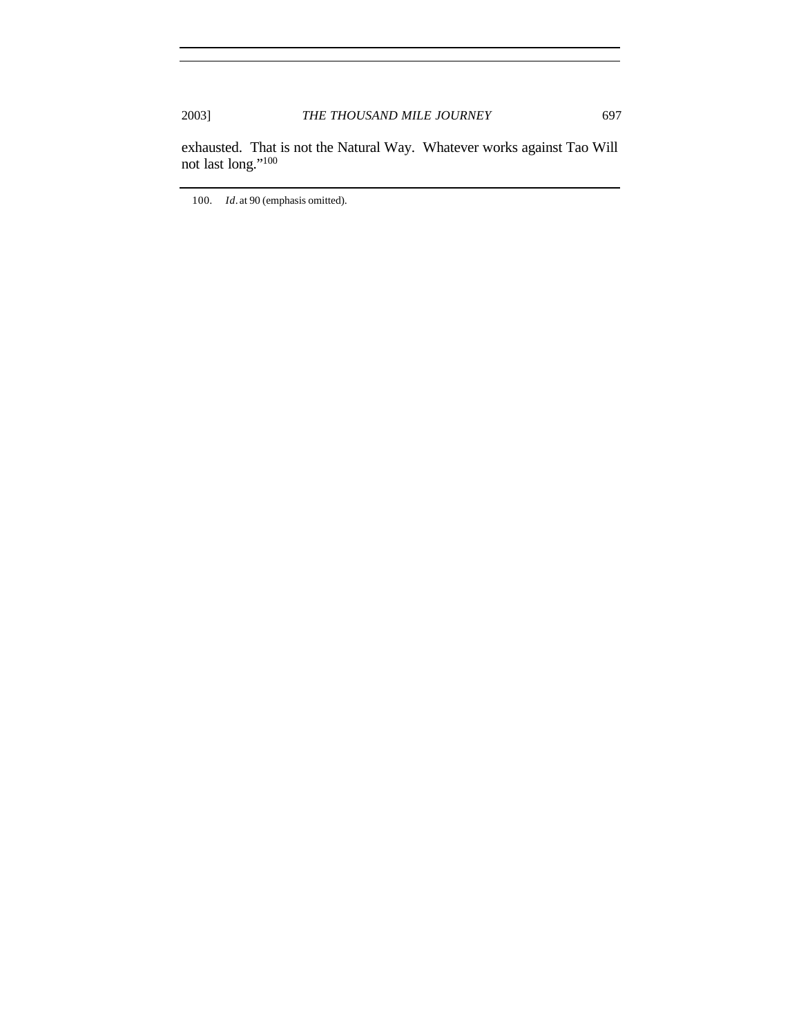exhausted. That is not the Natural Way. Whatever works against Tao Will not last long."[100]

---

100. *Id.* at 90 (emphasis omitted).